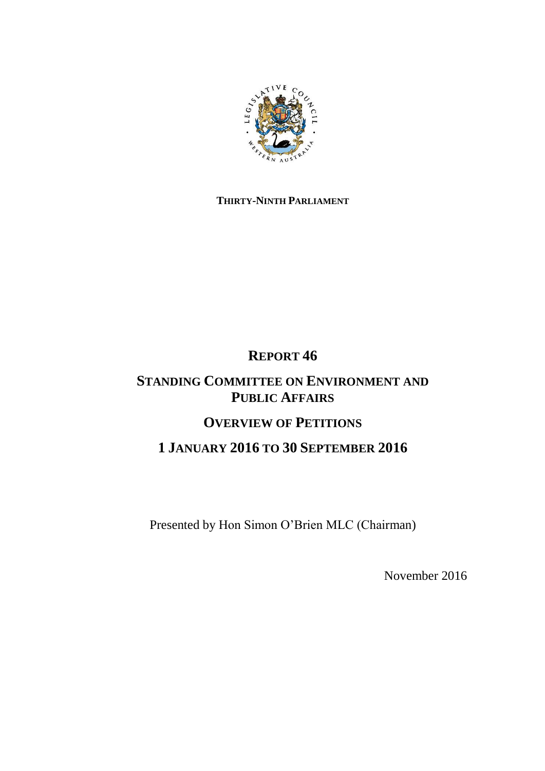**THIRTY-NINTH PARLIAMENT**

# REPORT 46

## STANDING COMMITTEE ON ENVIRONMENT AND PUBLIC AFFAIRS

## OVERVIEW OF PETITIONS

## 1 JANUARY 2016 TO 30 SEPTEMBER 2016

Presented by Hon Simon O'Brien MLC (Chairman)

November 2016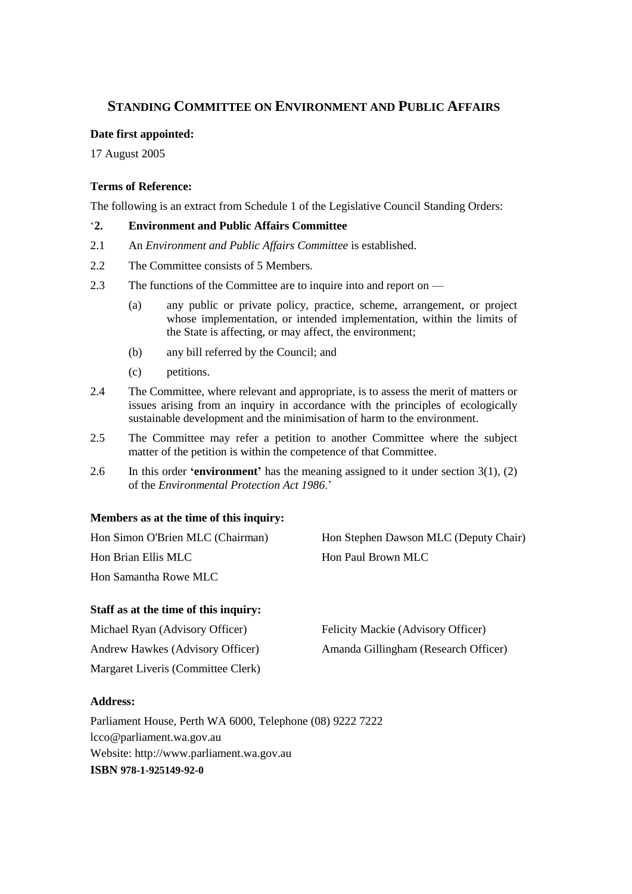## STANDING COMMITTEE ON ENVIRONMENT AND PUBLIC AFFAIRS

**Date first appointed:**

17 August 2005

**Terms of Reference:**

The following is an extract from Schedule 1 of the Legislative Council Standing Orders:

'**2. Environment and Public Affairs Committee**

2.1 An *Environment and Public Affairs Committee* is established.

2.2 The Committee consists of 5 Members.

2.3 The functions of the Committee are to inquire into and report on —

(a) any public or private policy, practice, scheme, arrangement, or project whose implementation, or intended implementation, within the limits of the State is affecting, or may affect, the environment;

(b) any bill referred by the Council; and

(c) petitions.

2.4 The Committee, where relevant and appropriate, is to assess the merit of matters or issues arising from an inquiry in accordance with the principles of ecologically sustainable development and the minimisation of harm to the environment.

2.5 The Committee may refer a petition to another Committee where the subject matter of the petition is within the competence of that Committee.

2.6 In this order **'environment'** has the meaning assigned to it under section 3(1), (2) of the *Environmental Protection Act 1986*.'

**Members as at the time of this inquiry:**

Hon Simon O'Brien MLC (Chairman)
Hon Stephen Dawson MLC (Deputy Chair)
Hon Brian Ellis MLC
Hon Paul Brown MLC
Hon Samantha Rowe MLC

**Staff as at the time of this inquiry:**

Michael Ryan (Advisory Officer)
Felicity Mackie (Advisory Officer)
Andrew Hawkes (Advisory Officer)
Amanda Gillingham (Research Officer)
Margaret Liveris (Committee Clerk)

**Address:**

Parliament House, Perth WA 6000, Telephone (08) 9222 7222
lcco@parliament.wa.gov.au
Website: http://www.parliament.wa.gov.au
**ISBN 978-1-925149-92-0**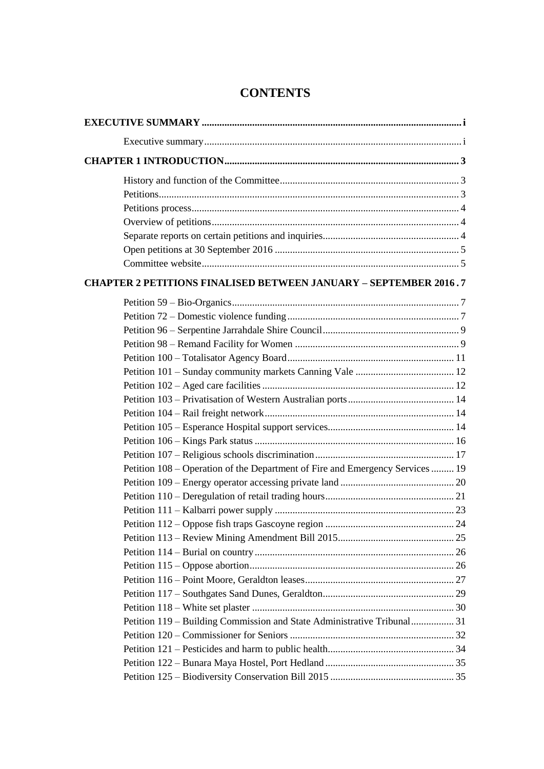# CONTENTS

**EXECUTIVE SUMMARY** ...... **i**

- Executive summary ...... i

**CHAPTER 1 INTRODUCTION** ...... **3**

- History and function of the Committee ...... 3
- Petitions ...... 3
- Petitions process ...... 4
- Overview of petitions ...... 4
- Separate reports on certain petitions and inquiries ...... 4
- Open petitions at 30 September 2016 ...... 5
- Committee website ...... 5

**CHAPTER 2 PETITIONS FINALISED BETWEEN JANUARY – SEPTEMBER 2016** ...... **7**

- Petition 59 – Bio-Organics ...... 7
- Petition 72 – Domestic violence funding ...... 7
- Petition 96 – Serpentine Jarrahdale Shire Council ...... 9
- Petition 98 – Remand Facility for Women ...... 9
- Petition 100 – Totalisator Agency Board ...... 11
- Petition 101 – Sunday community markets Canning Vale ...... 12
- Petition 102 – Aged care facilities ...... 12
- Petition 103 – Privatisation of Western Australian ports ...... 14
- Petition 104 – Rail freight network ...... 14
- Petition 105 – Esperance Hospital support services ...... 14
- Petition 106 – Kings Park status ...... 16
- Petition 107 – Religious schools discrimination ...... 17
- Petition 108 – Operation of the Department of Fire and Emergency Services ...... 19
- Petition 109 – Energy operator accessing private land ...... 20
- Petition 110 – Deregulation of retail trading hours ...... 21
- Petition 111 – Kalbarri power supply ...... 23
- Petition 112 – Oppose fish traps Gascoyne region ...... 24
- Petition 113 – Review Mining Amendment Bill 2015 ...... 25
- Petition 114 – Burial on country ...... 26
- Petition 115 – Oppose abortion ...... 26
- Petition 116 – Point Moore, Geraldton leases ...... 27
- Petition 117 – Southgates Sand Dunes, Geraldton ...... 29
- Petition 118 – White set plaster ...... 30
- Petition 119 – Building Commission and State Administrative Tribunal ...... 31
- Petition 120 – Commissioner for Seniors ...... 32
- Petition 121 – Pesticides and harm to public health ...... 34
- Petition 122 – Bunara Maya Hostel, Port Hedland ...... 35
- Petition 125 – Biodiversity Conservation Bill 2015 ...... 35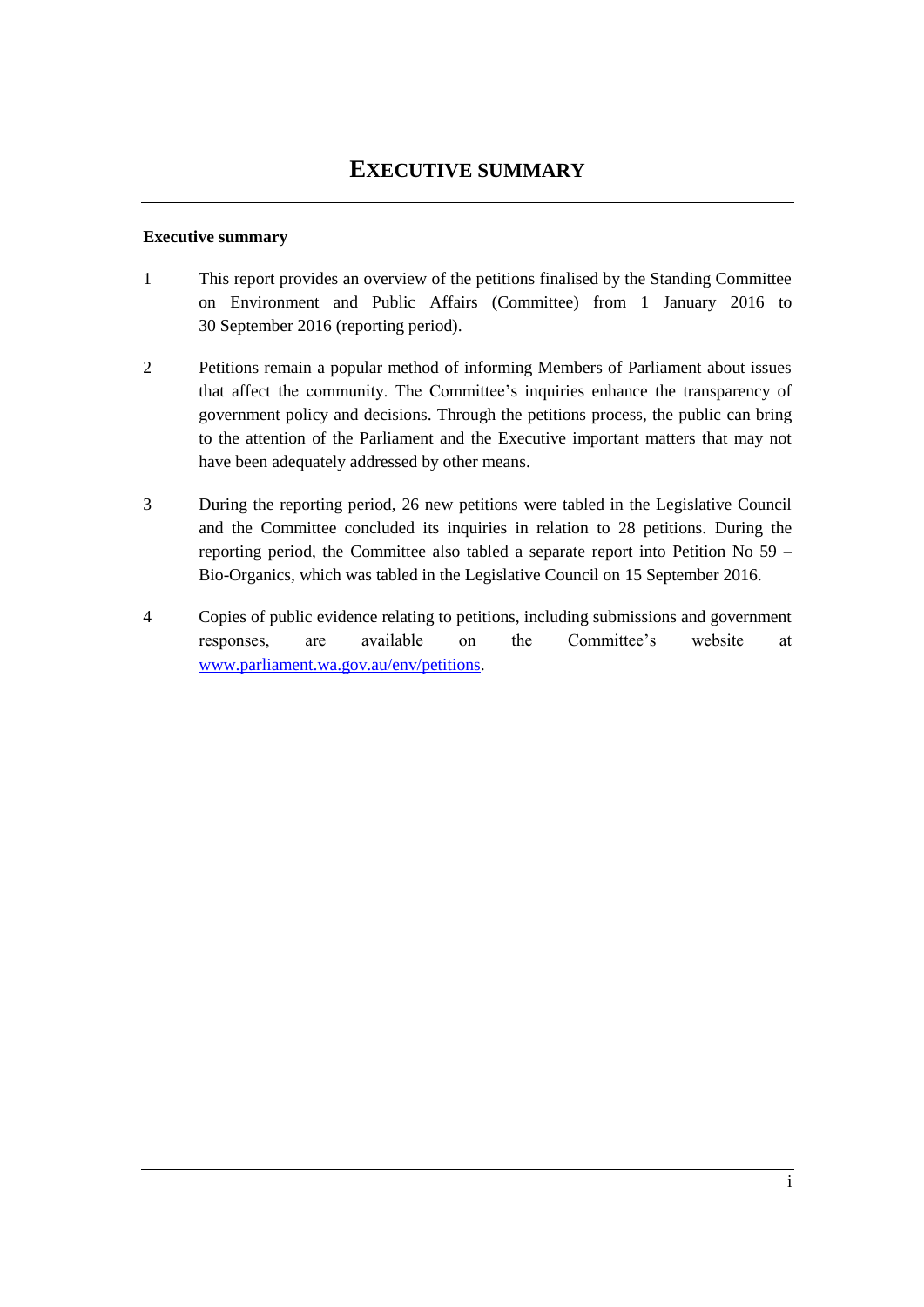# EXECUTIVE SUMMARY

**Executive summary**

1 This report provides an overview of the petitions finalised by the Standing Committee on Environment and Public Affairs (Committee) from 1 January 2016 to 30 September 2016 (reporting period).

2 Petitions remain a popular method of informing Members of Parliament about issues that affect the community. The Committee's inquiries enhance the transparency of government policy and decisions. Through the petitions process, the public can bring to the attention of the Parliament and the Executive important matters that may not have been adequately addressed by other means.

3 During the reporting period, 26 new petitions were tabled in the Legislative Council and the Committee concluded its inquiries in relation to 28 petitions. During the reporting period, the Committee also tabled a separate report into Petition No 59 – Bio-Organics, which was tabled in the Legislative Council on 15 September 2016.

4 Copies of public evidence relating to petitions, including submissions and government responses, are available on the Committee's website at www.parliament.wa.gov.au/env/petitions.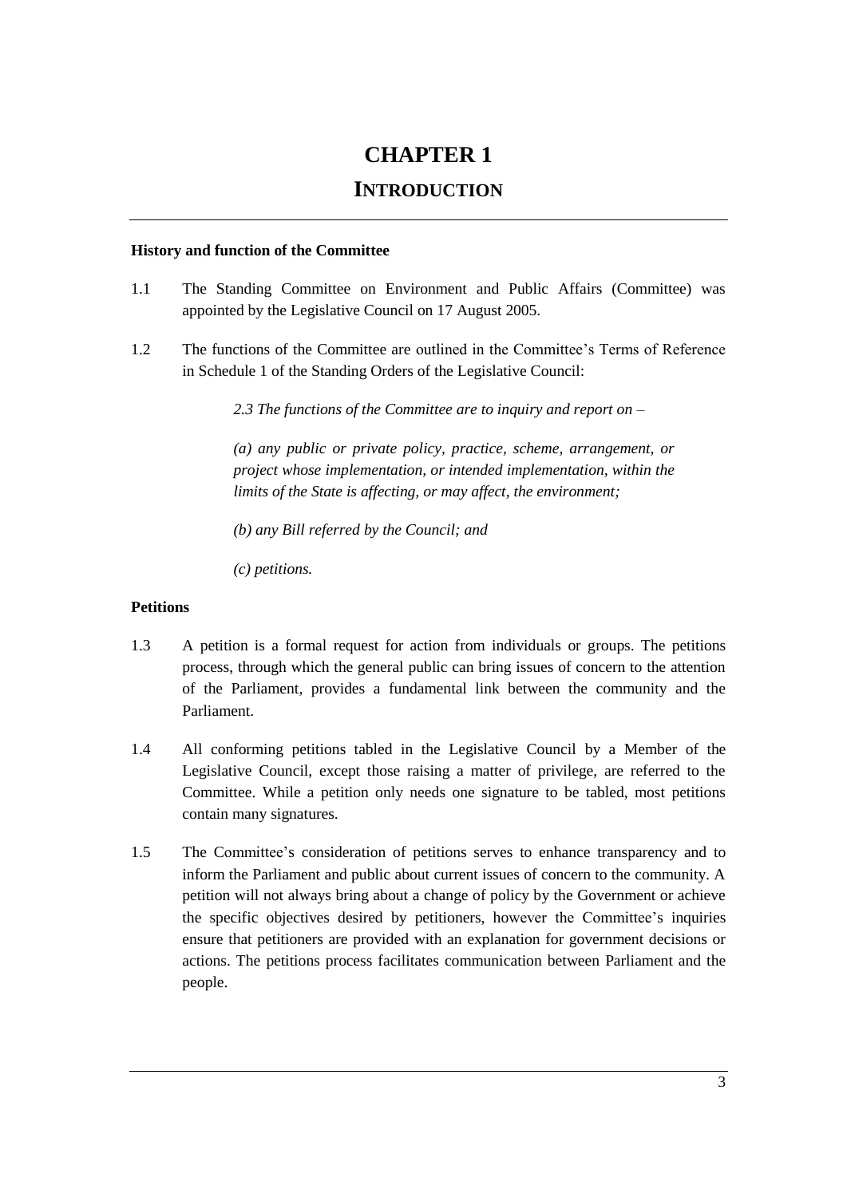# CHAPTER 1

## INTRODUCTION

**History and function of the Committee**

1.1 The Standing Committee on Environment and Public Affairs (Committee) was appointed by the Legislative Council on 17 August 2005.

1.2 The functions of the Committee are outlined in the Committee's Terms of Reference in Schedule 1 of the Standing Orders of the Legislative Council:

> *2.3 The functions of the Committee are to inquiry and report on –*
>
> *(a) any public or private policy, practice, scheme, arrangement, or project whose implementation, or intended implementation, within the limits of the State is affecting, or may affect, the environment;*
>
> *(b) any Bill referred by the Council; and*
>
> *(c) petitions.*

**Petitions**

1.3 A petition is a formal request for action from individuals or groups. The petitions process, through which the general public can bring issues of concern to the attention of the Parliament, provides a fundamental link between the community and the Parliament.

1.4 All conforming petitions tabled in the Legislative Council by a Member of the Legislative Council, except those raising a matter of privilege, are referred to the Committee. While a petition only needs one signature to be tabled, most petitions contain many signatures.

1.5 The Committee's consideration of petitions serves to enhance transparency and to inform the Parliament and public about current issues of concern to the community. A petition will not always bring about a change of policy by the Government or achieve the specific objectives desired by petitioners, however the Committee's inquiries ensure that petitioners are provided with an explanation for government decisions or actions. The petitions process facilitates communication between Parliament and the people.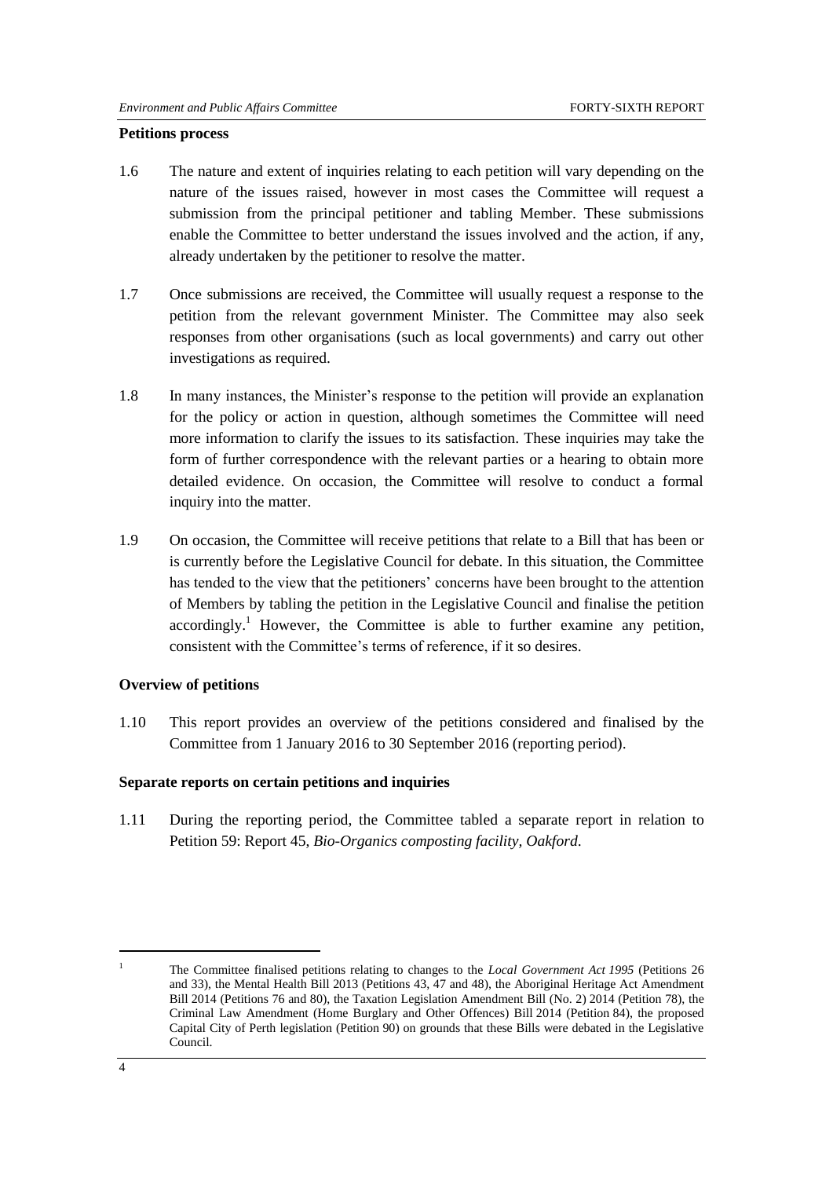**Petitions process**

1.6 The nature and extent of inquiries relating to each petition will vary depending on the nature of the issues raised, however in most cases the Committee will request a submission from the principal petitioner and tabling Member. These submissions enable the Committee to better understand the issues involved and the action, if any, already undertaken by the petitioner to resolve the matter.

1.7 Once submissions are received, the Committee will usually request a response to the petition from the relevant government Minister. The Committee may also seek responses from other organisations (such as local governments) and carry out other investigations as required.

1.8 In many instances, the Minister's response to the petition will provide an explanation for the policy or action in question, although sometimes the Committee will need more information to clarify the issues to its satisfaction. These inquiries may take the form of further correspondence with the relevant parties or a hearing to obtain more detailed evidence. On occasion, the Committee will resolve to conduct a formal inquiry into the matter.

1.9 On occasion, the Committee will receive petitions that relate to a Bill that has been or is currently before the Legislative Council for debate. In this situation, the Committee has tended to the view that the petitioners' concerns have been brought to the attention of Members by tabling the petition in the Legislative Council and finalise the petition accordingly.[1] However, the Committee is able to further examine any petition, consistent with the Committee's terms of reference, if it so desires.

**Overview of petitions**

1.10 This report provides an overview of the petitions considered and finalised by the Committee from 1 January 2016 to 30 September 2016 (reporting period).

**Separate reports on certain petitions and inquiries**

1.11 During the reporting period, the Committee tabled a separate report in relation to Petition 59: Report 45, *Bio-Organics composting facility, Oakford*.

[1] The Committee finalised petitions relating to changes to the *Local Government Act 1995* (Petitions 26 and 33), the Mental Health Bill 2013 (Petitions 43, 47 and 48), the Aboriginal Heritage Act Amendment Bill 2014 (Petitions 76 and 80), the Taxation Legislation Amendment Bill (No. 2) 2014 (Petition 78), the Criminal Law Amendment (Home Burglary and Other Offences) Bill 2014 (Petition 84), the proposed Capital City of Perth legislation (Petition 90) on grounds that these Bills were debated in the Legislative Council.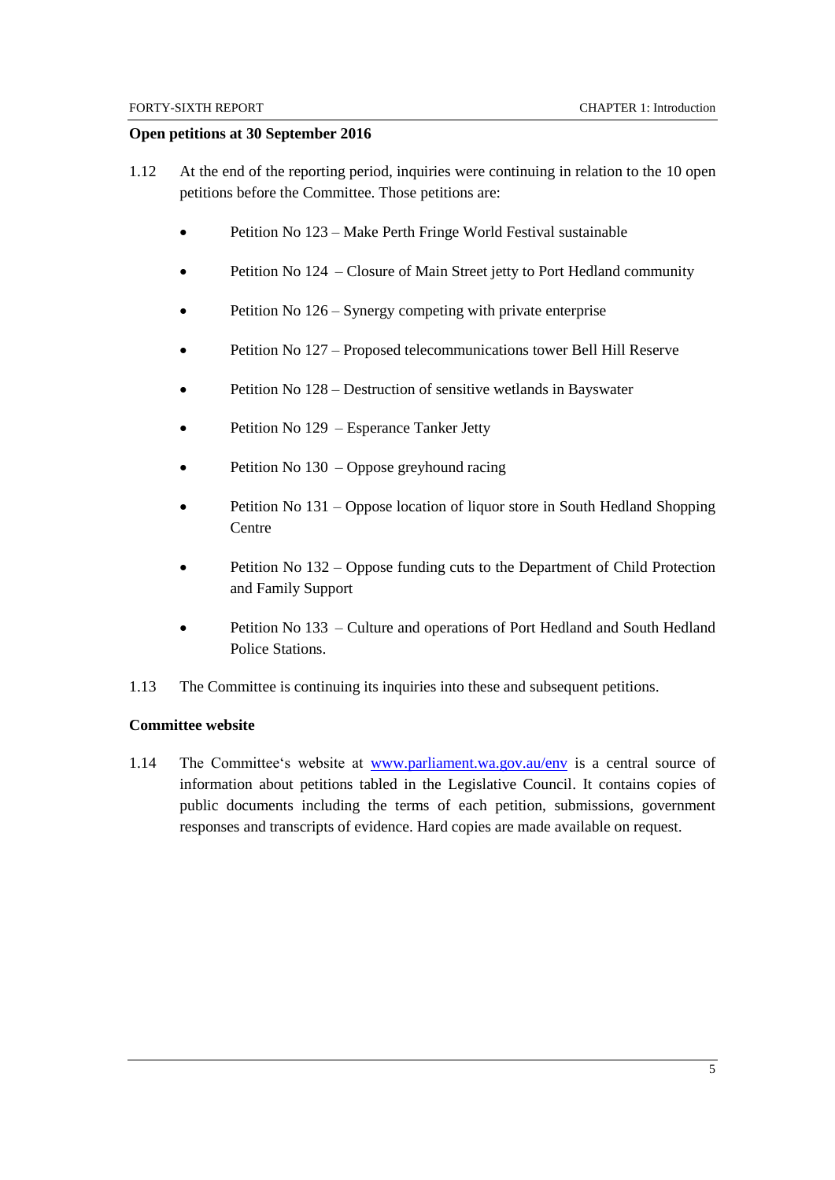### Open petitions at 30 September 2016

1.12 At the end of the reporting period, inquiries were continuing in relation to the 10 open petitions before the Committee. Those petitions are:

- Petition No 123 – Make Perth Fringe World Festival sustainable
- Petition No 124 – Closure of Main Street jetty to Port Hedland community
- Petition No 126 – Synergy competing with private enterprise
- Petition No 127 – Proposed telecommunications tower Bell Hill Reserve
- Petition No 128 – Destruction of sensitive wetlands in Bayswater
- Petition No 129 – Esperance Tanker Jetty
- Petition No 130 – Oppose greyhound racing
- Petition No 131 – Oppose location of liquor store in South Hedland Shopping Centre
- Petition No 132 – Oppose funding cuts to the Department of Child Protection and Family Support
- Petition No 133 – Culture and operations of Port Hedland and South Hedland Police Stations.

1.13 The Committee is continuing its inquiries into these and subsequent petitions.

### Committee website

1.14 The Committee's website at www.parliament.wa.gov.au/env is a central source of information about petitions tabled in the Legislative Council. It contains copies of public documents including the terms of each petition, submissions, government responses and transcripts of evidence. Hard copies are made available on request.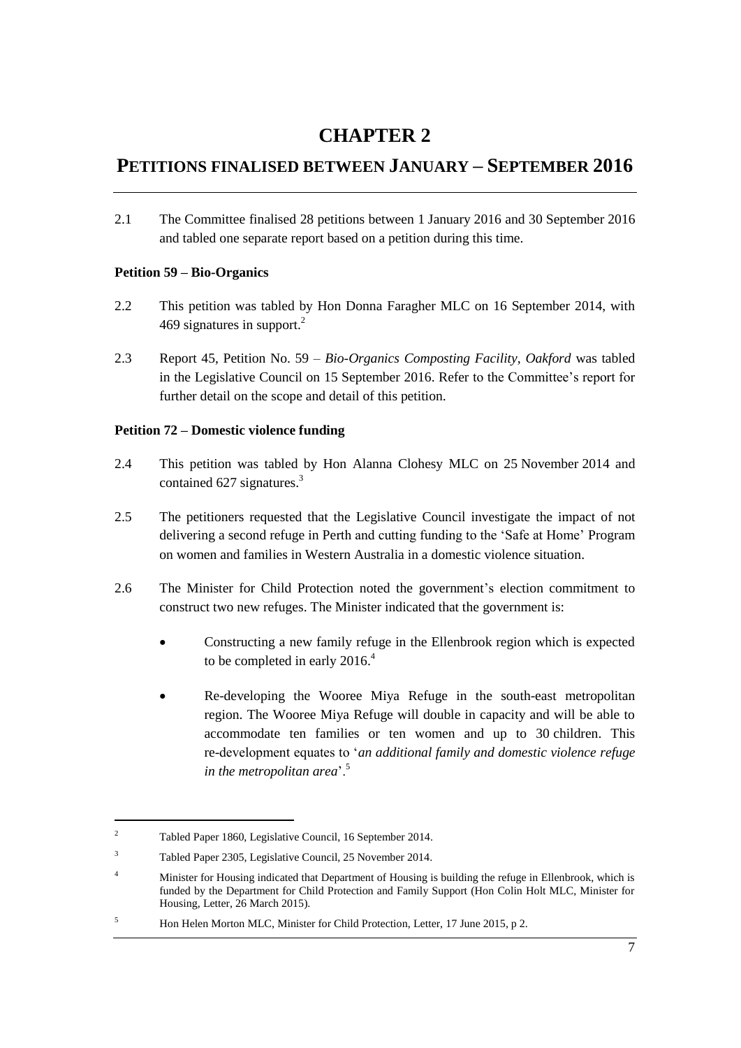# CHAPTER 2

## PETITIONS FINALISED BETWEEN JANUARY – SEPTEMBER 2016

2.1 The Committee finalised 28 petitions between 1 January 2016 and 30 September 2016 and tabled one separate report based on a petition during this time.

**Petition 59 – Bio-Organics**

2.2 This petition was tabled by Hon Donna Faragher MLC on 16 September 2014, with 469 signatures in support.[2]

2.3 Report 45, Petition No. 59 – *Bio-Organics Composting Facility, Oakford* was tabled in the Legislative Council on 15 September 2016. Refer to the Committee's report for further detail on the scope and detail of this petition.

**Petition 72 – Domestic violence funding**

2.4 This petition was tabled by Hon Alanna Clohesy MLC on 25 November 2014 and contained 627 signatures.[3]

2.5 The petitioners requested that the Legislative Council investigate the impact of not delivering a second refuge in Perth and cutting funding to the 'Safe at Home' Program on women and families in Western Australia in a domestic violence situation.

2.6 The Minister for Child Protection noted the government's election commitment to construct two new refuges. The Minister indicated that the government is:

- Constructing a new family refuge in the Ellenbrook region which is expected to be completed in early 2016.[4]
- Re-developing the Wooree Miya Refuge in the south-east metropolitan region. The Wooree Miya Refuge will double in capacity and will be able to accommodate ten families or ten women and up to 30 children. This re-development equates to '*an additional family and domestic violence refuge in the metropolitan area*'.[5]

---

[2] Tabled Paper 1860, Legislative Council, 16 September 2014.

[3] Tabled Paper 2305, Legislative Council, 25 November 2014.

[4] Minister for Housing indicated that Department of Housing is building the refuge in Ellenbrook, which is funded by the Department for Child Protection and Family Support (Hon Colin Holt MLC, Minister for Housing, Letter, 26 March 2015).

[5] Hon Helen Morton MLC, Minister for Child Protection, Letter, 17 June 2015, p 2.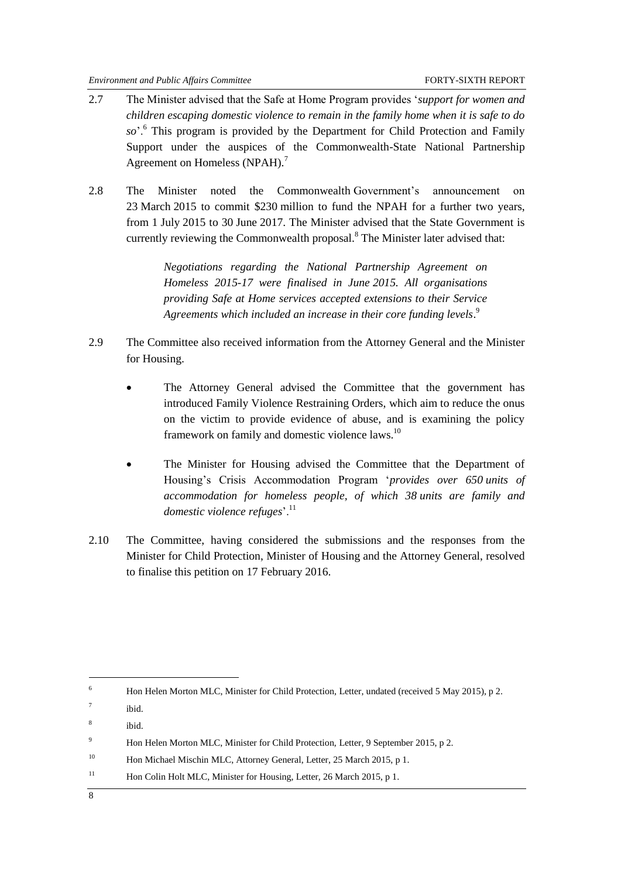2.7 The Minister advised that the Safe at Home Program provides '*support for women and children escaping domestic violence to remain in the family home when it is safe to do so*'.[6] This program is provided by the Department for Child Protection and Family Support under the auspices of the Commonwealth-State National Partnership Agreement on Homeless (NPAH).[7]

2.8 The Minister noted the Commonwealth Government's announcement on 23 March 2015 to commit $230 million to fund the NPAH for a further two years, from 1 July 2015 to 30 June 2017. The Minister advised that the State Government is currently reviewing the Commonwealth proposal.[8] The Minister later advised that:

> *Negotiations regarding the National Partnership Agreement on Homeless 2015-17 were finalised in June 2015. All organisations providing Safe at Home services accepted extensions to their Service Agreements which included an increase in their core funding levels*.[9]

2.9 The Committee also received information from the Attorney General and the Minister for Housing.

- The Attorney General advised the Committee that the government has introduced Family Violence Restraining Orders, which aim to reduce the onus on the victim to provide evidence of abuse, and is examining the policy framework on family and domestic violence laws.[10]

- The Minister for Housing advised the Committee that the Department of Housing's Crisis Accommodation Program '*provides over 650 units of accommodation for homeless people, of which 38 units are family and domestic violence refuges*'.[11]

2.10 The Committee, having considered the submissions and the responses from the Minister for Child Protection, Minister of Housing and the Attorney General, resolved to finalise this petition on 17 February 2016.

---

[6] Hon Helen Morton MLC, Minister for Child Protection, Letter, undated (received 5 May 2015), p 2.

[7] ibid.

[8] ibid.

[9] Hon Helen Morton MLC, Minister for Child Protection, Letter, 9 September 2015, p 2.

[10] Hon Michael Mischin MLC, Attorney General, Letter, 25 March 2015, p 1.

[11] Hon Colin Holt MLC, Minister for Housing, Letter, 26 March 2015, p 1.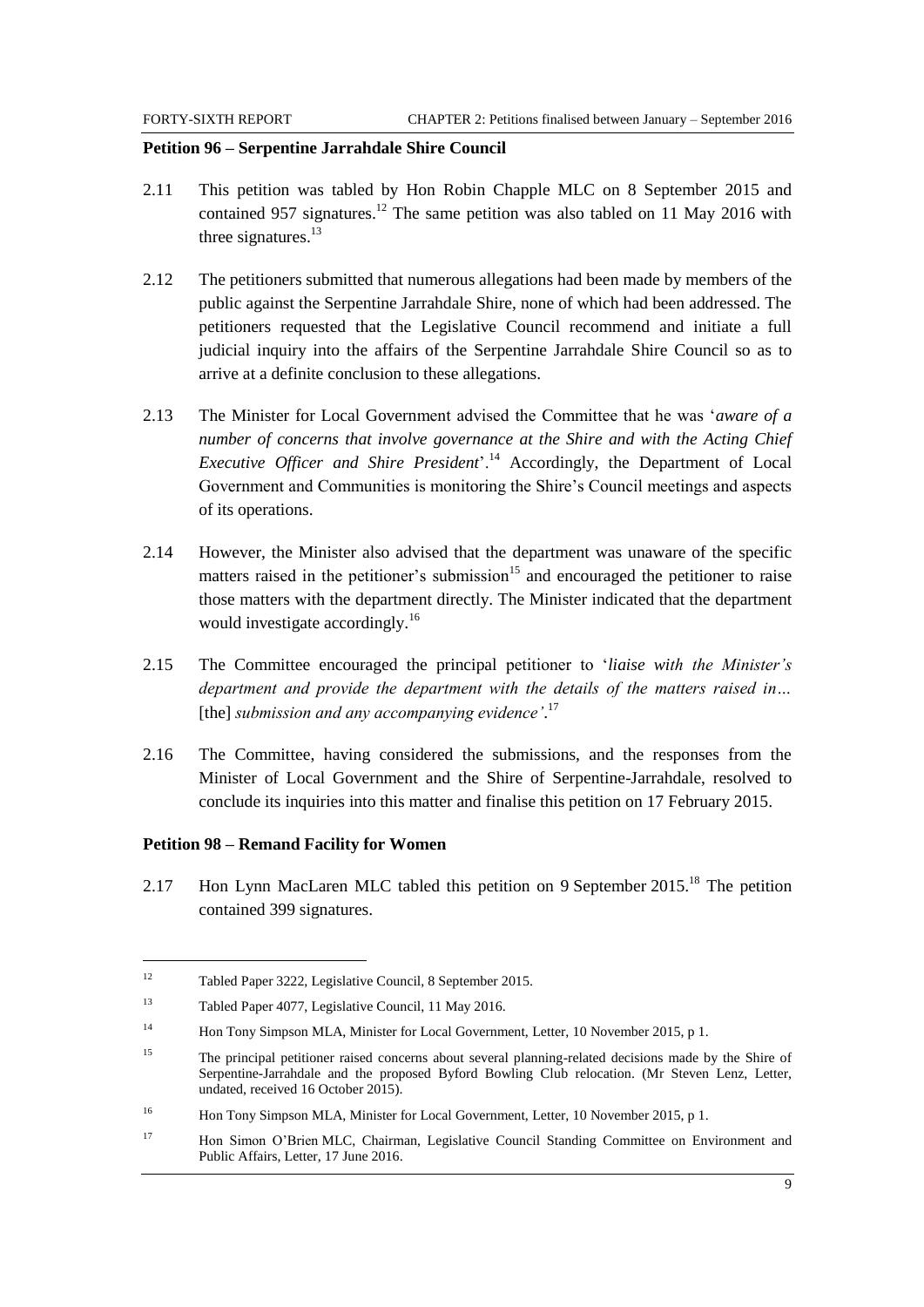### Petition 96 – Serpentine Jarrahdale Shire Council

2.11 This petition was tabled by Hon Robin Chapple MLC on 8 September 2015 and contained 957 signatures.[12] The same petition was also tabled on 11 May 2016 with three signatures.[13]

2.12 The petitioners submitted that numerous allegations had been made by members of the public against the Serpentine Jarrahdale Shire, none of which had been addressed. The petitioners requested that the Legislative Council recommend and initiate a full judicial inquiry into the affairs of the Serpentine Jarrahdale Shire Council so as to arrive at a definite conclusion to these allegations.

2.13 The Minister for Local Government advised the Committee that he was '*aware of a number of concerns that involve governance at the Shire and with the Acting Chief Executive Officer and Shire President*'.[14] Accordingly, the Department of Local Government and Communities is monitoring the Shire's Council meetings and aspects of its operations.

2.14 However, the Minister also advised that the department was unaware of the specific matters raised in the petitioner's submission[15] and encouraged the petitioner to raise those matters with the department directly. The Minister indicated that the department would investigate accordingly.[16]

2.15 The Committee encouraged the principal petitioner to '*liaise with the Minister's department and provide the department with the details of the matters raised in…* [the] *submission and any accompanying evidence'*.[17]

2.16 The Committee, having considered the submissions, and the responses from the Minister of Local Government and the Shire of Serpentine-Jarrahdale, resolved to conclude its inquiries into this matter and finalise this petition on 17 February 2015.

### Petition 98 – Remand Facility for Women

2.17 Hon Lynn MacLaren MLC tabled this petition on 9 September 2015.[18] The petition contained 399 signatures.

---

[12] Tabled Paper 3222, Legislative Council, 8 September 2015.

[13] Tabled Paper 4077, Legislative Council, 11 May 2016.

[14] Hon Tony Simpson MLA, Minister for Local Government, Letter, 10 November 2015, p 1.

[15] The principal petitioner raised concerns about several planning-related decisions made by the Shire of Serpentine-Jarrahdale and the proposed Byford Bowling Club relocation. (Mr Steven Lenz, Letter, undated, received 16 October 2015).

[16] Hon Tony Simpson MLA, Minister for Local Government, Letter, 10 November 2015, p 1.

[17] Hon Simon O'Brien MLC, Chairman, Legislative Council Standing Committee on Environment and Public Affairs, Letter, 17 June 2016.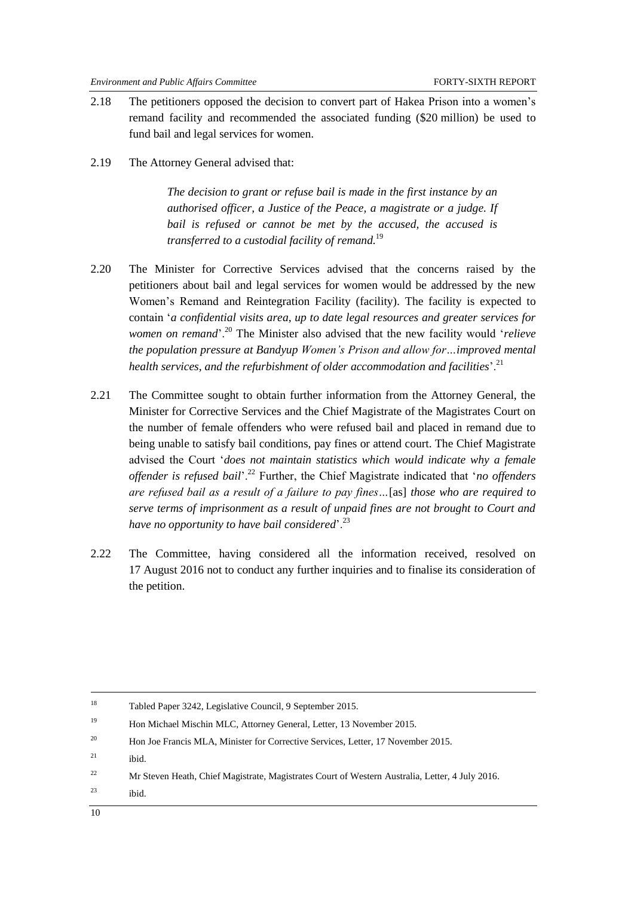2.18 The petitioners opposed the decision to convert part of Hakea Prison into a women's remand facility and recommended the associated funding ($20 million) be used to fund bail and legal services for women.

2.19 The Attorney General advised that:

> *The decision to grant or refuse bail is made in the first instance by an authorised officer, a Justice of the Peace, a magistrate or a judge. If bail is refused or cannot be met by the accused, the accused is transferred to a custodial facility of remand.*[19]

2.20 The Minister for Corrective Services advised that the concerns raised by the petitioners about bail and legal services for women would be addressed by the new Women's Remand and Reintegration Facility (facility). The facility is expected to contain '*a confidential visits area, up to date legal resources and greater services for women on remand*'.[20] The Minister also advised that the new facility would '*relieve the population pressure at Bandyup Women's Prison and allow for…improved mental health services, and the refurbishment of older accommodation and facilities*'.[21]

2.21 The Committee sought to obtain further information from the Attorney General, the Minister for Corrective Services and the Chief Magistrate of the Magistrates Court on the number of female offenders who were refused bail and placed in remand due to being unable to satisfy bail conditions, pay fines or attend court. The Chief Magistrate advised the Court '*does not maintain statistics which would indicate why a female offender is refused bail*'.[22] Further, the Chief Magistrate indicated that '*no offenders are refused bail as a result of a failure to pay fines…*[as] *those who are required to serve terms of imprisonment as a result of unpaid fines are not brought to Court and have no opportunity to have bail considered*'.[23]

2.22 The Committee, having considered all the information received, resolved on 17 August 2016 not to conduct any further inquiries and to finalise its consideration of the petition.

---

[18] Tabled Paper 3242, Legislative Council, 9 September 2015.

[19] Hon Michael Mischin MLC, Attorney General, Letter, 13 November 2015.

[20] Hon Joe Francis MLA, Minister for Corrective Services, Letter, 17 November 2015.

[21] ibid.

[22] Mr Steven Heath, Chief Magistrate, Magistrates Court of Western Australia, Letter, 4 July 2016.

[23] ibid.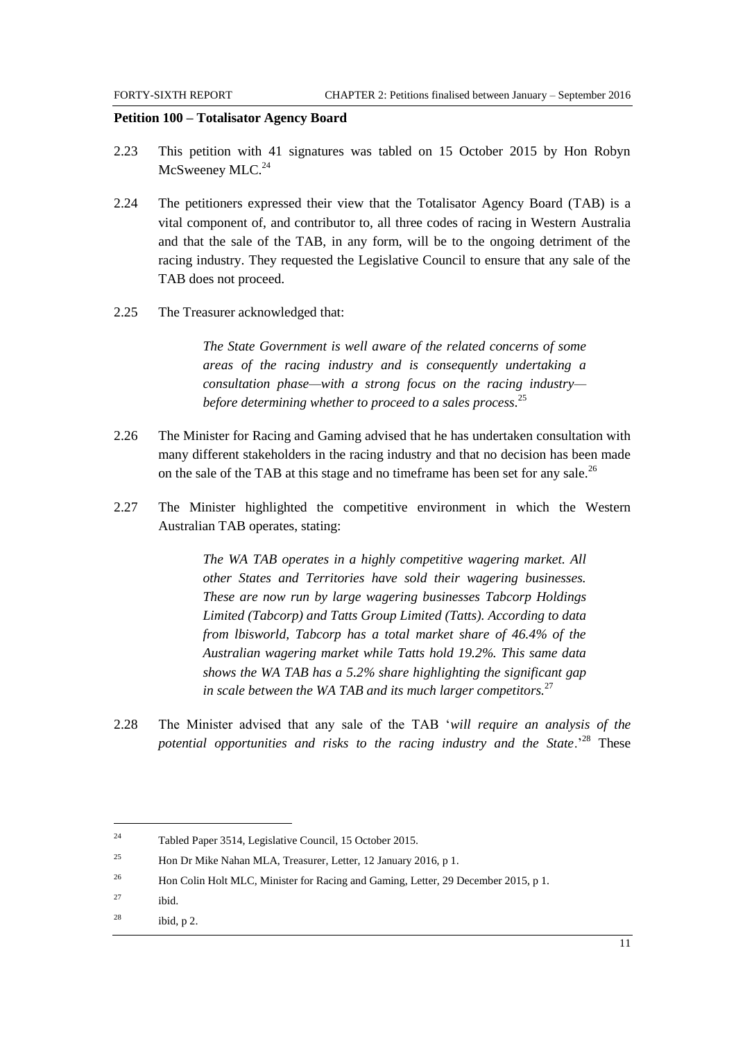**Petition 100 – Totalisator Agency Board**

2.23 This petition with 41 signatures was tabled on 15 October 2015 by Hon Robyn McSweeney MLC.[24]

2.24 The petitioners expressed their view that the Totalisator Agency Board (TAB) is a vital component of, and contributor to, all three codes of racing in Western Australia and that the sale of the TAB, in any form, will be to the ongoing detriment of the racing industry. They requested the Legislative Council to ensure that any sale of the TAB does not proceed.

2.25 The Treasurer acknowledged that:

> *The State Government is well aware of the related concerns of some areas of the racing industry and is consequently undertaking a consultation phase—with a strong focus on the racing industry—before determining whether to proceed to a sales process*.[25]

2.26 The Minister for Racing and Gaming advised that he has undertaken consultation with many different stakeholders in the racing industry and that no decision has been made on the sale of the TAB at this stage and no timeframe has been set for any sale.[26]

2.27 The Minister highlighted the competitive environment in which the Western Australian TAB operates, stating:

> *The WA TAB operates in a highly competitive wagering market. All other States and Territories have sold their wagering businesses. These are now run by large wagering businesses Tabcorp Holdings Limited (Tabcorp) and Tatts Group Limited (Tatts). According to data from lbisworld, Tabcorp has a total market share of 46.4% of the Australian wagering market while Tatts hold 19.2%. This same data shows the WA TAB has a 5.2% share highlighting the significant gap in scale between the WA TAB and its much larger competitors.*[27]

2.28 The Minister advised that any sale of the TAB '*will require an analysis of the potential opportunities and risks to the racing industry and the State*.'[28] These

---

[24] Tabled Paper 3514, Legislative Council, 15 October 2015.

[25] Hon Dr Mike Nahan MLA, Treasurer, Letter, 12 January 2016, p 1.

[26] Hon Colin Holt MLC, Minister for Racing and Gaming, Letter, 29 December 2015, p 1.

[27] ibid.

[28] ibid, p 2.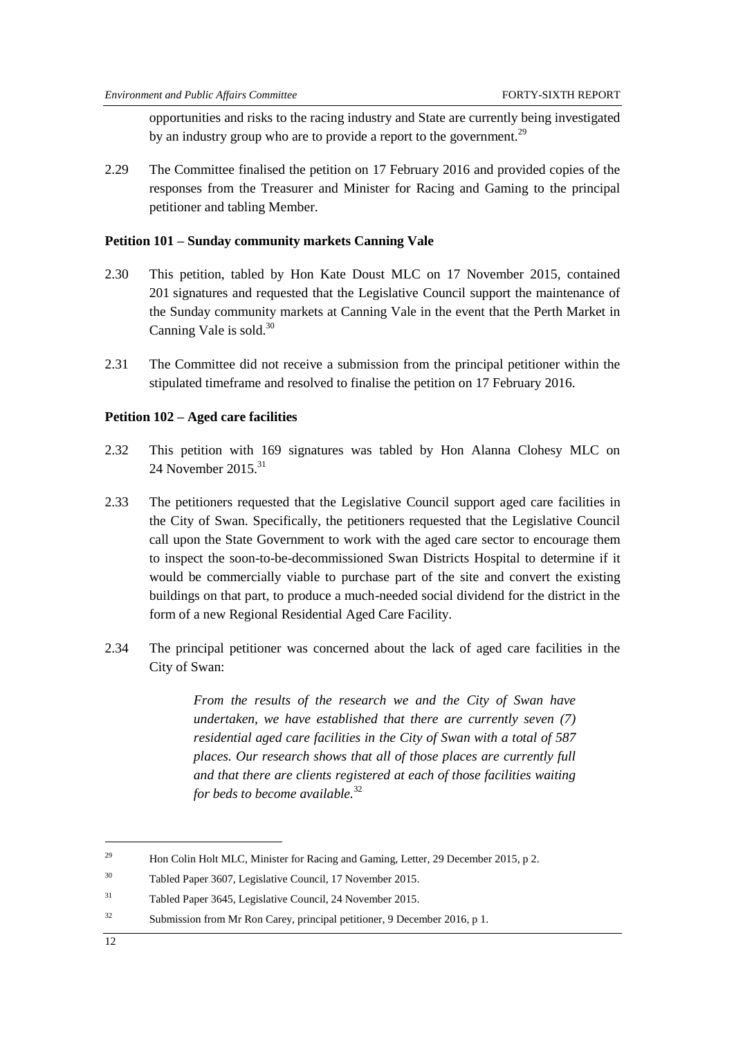opportunities and risks to the racing industry and State are currently being investigated by an industry group who are to provide a report to the government.[29]

2.29 The Committee finalised the petition on 17 February 2016 and provided copies of the responses from the Treasurer and Minister for Racing and Gaming to the principal petitioner and tabling Member.

**Petition 101 – Sunday community markets Canning Vale**

2.30 This petition, tabled by Hon Kate Doust MLC on 17 November 2015, contained 201 signatures and requested that the Legislative Council support the maintenance of the Sunday community markets at Canning Vale in the event that the Perth Market in Canning Vale is sold.[30]

2.31 The Committee did not receive a submission from the principal petitioner within the stipulated timeframe and resolved to finalise the petition on 17 February 2016.

**Petition 102 – Aged care facilities**

2.32 This petition with 169 signatures was tabled by Hon Alanna Clohesy MLC on 24 November 2015.[31]

2.33 The petitioners requested that the Legislative Council support aged care facilities in the City of Swan. Specifically, the petitioners requested that the Legislative Council call upon the State Government to work with the aged care sector to encourage them to inspect the soon-to-be-decommissioned Swan Districts Hospital to determine if it would be commercially viable to purchase part of the site and convert the existing buildings on that part, to produce a much-needed social dividend for the district in the form of a new Regional Residential Aged Care Facility.

2.34 The principal petitioner was concerned about the lack of aged care facilities in the City of Swan:

> *From the results of the research we and the City of Swan have undertaken, we have established that there are currently seven (7) residential aged care facilities in the City of Swan with a total of 587 places. Our research shows that all of those places are currently full and that there are clients registered at each of those facilities waiting for beds to become available.*[32]

---

[29] Hon Colin Holt MLC, Minister for Racing and Gaming, Letter, 29 December 2015, p 2.

[30] Tabled Paper 3607, Legislative Council, 17 November 2015.

[31] Tabled Paper 3645, Legislative Council, 24 November 2015.

[32] Submission from Mr Ron Carey, principal petitioner, 9 December 2016, p 1.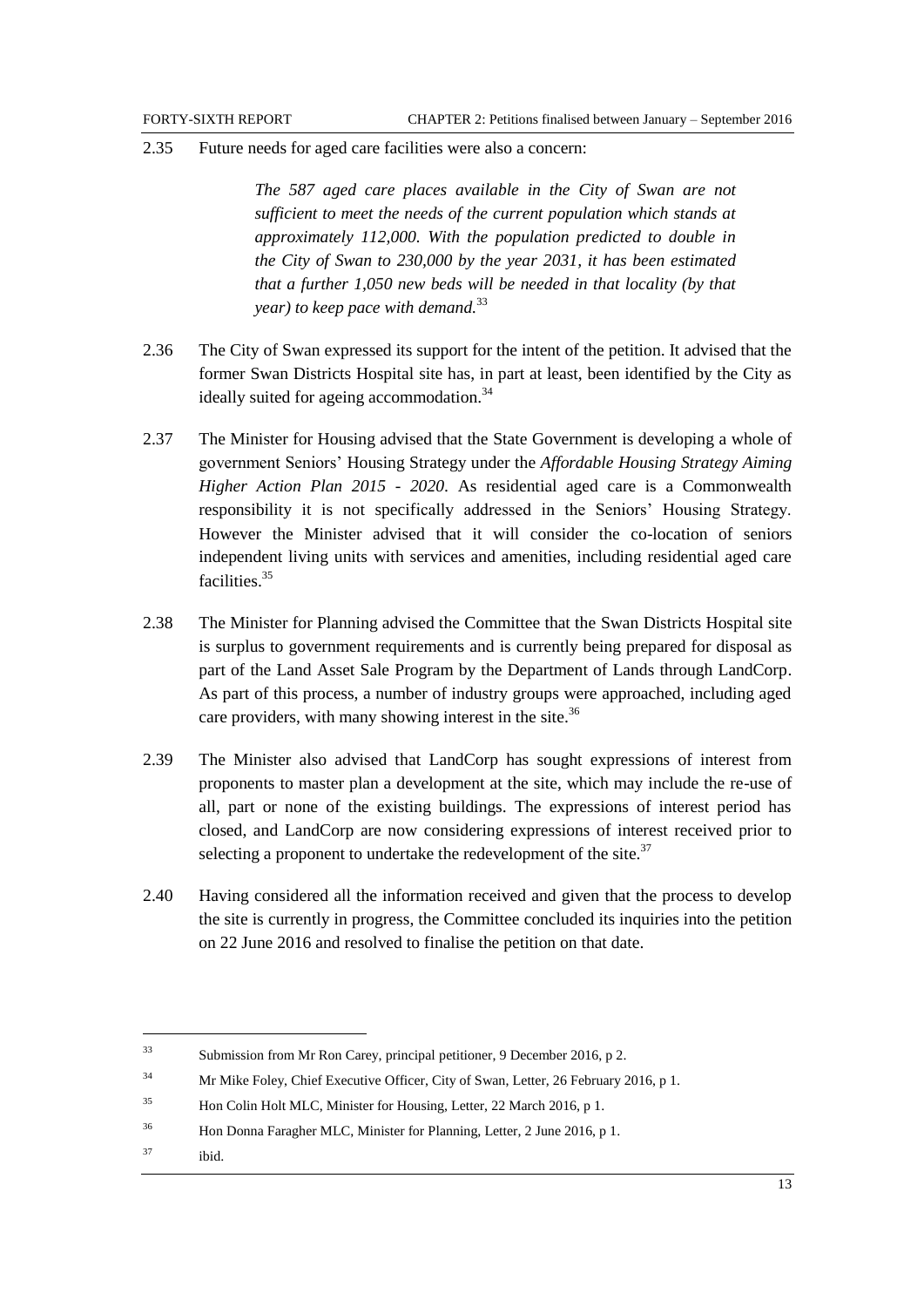2.35 Future needs for aged care facilities were also a concern:

> *The 587 aged care places available in the City of Swan are not sufficient to meet the needs of the current population which stands at approximately 112,000. With the population predicted to double in the City of Swan to 230,000 by the year 2031, it has been estimated that a further 1,050 new beds will be needed in that locality (by that year) to keep pace with demand.*[33]

2.36 The City of Swan expressed its support for the intent of the petition. It advised that the former Swan Districts Hospital site has, in part at least, been identified by the City as ideally suited for ageing accommodation.[34]

2.37 The Minister for Housing advised that the State Government is developing a whole of government Seniors' Housing Strategy under the *Affordable Housing Strategy Aiming Higher Action Plan 2015 - 2020*. As residential aged care is a Commonwealth responsibility it is not specifically addressed in the Seniors' Housing Strategy. However the Minister advised that it will consider the co-location of seniors independent living units with services and amenities, including residential aged care facilities.[35]

2.38 The Minister for Planning advised the Committee that the Swan Districts Hospital site is surplus to government requirements and is currently being prepared for disposal as part of the Land Asset Sale Program by the Department of Lands through LandCorp. As part of this process, a number of industry groups were approached, including aged care providers, with many showing interest in the site.[36]

2.39 The Minister also advised that LandCorp has sought expressions of interest from proponents to master plan a development at the site, which may include the re-use of all, part or none of the existing buildings. The expressions of interest period has closed, and LandCorp are now considering expressions of interest received prior to selecting a proponent to undertake the redevelopment of the site.[37]

2.40 Having considered all the information received and given that the process to develop the site is currently in progress, the Committee concluded its inquiries into the petition on 22 June 2016 and resolved to finalise the petition on that date.

---

[33] Submission from Mr Ron Carey, principal petitioner, 9 December 2016, p 2.

[34] Mr Mike Foley, Chief Executive Officer, City of Swan, Letter, 26 February 2016, p 1.

[35] Hon Colin Holt MLC, Minister for Housing, Letter, 22 March 2016, p 1.

[36] Hon Donna Faragher MLC, Minister for Planning, Letter, 2 June 2016, p 1.

[37] ibid.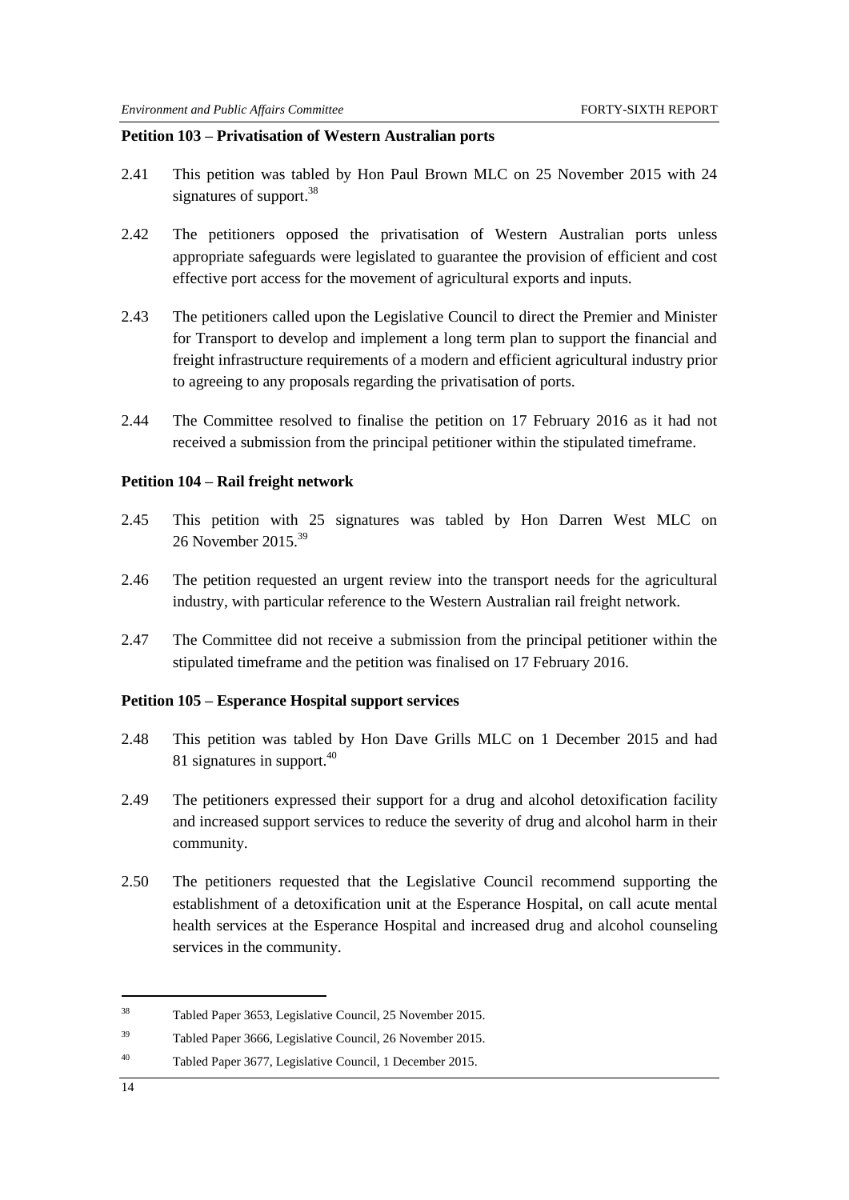**Petition 103 – Privatisation of Western Australian ports**

2.41 This petition was tabled by Hon Paul Brown MLC on 25 November 2015 with 24 signatures of support.[38]

2.42 The petitioners opposed the privatisation of Western Australian ports unless appropriate safeguards were legislated to guarantee the provision of efficient and cost effective port access for the movement of agricultural exports and inputs.

2.43 The petitioners called upon the Legislative Council to direct the Premier and Minister for Transport to develop and implement a long term plan to support the financial and freight infrastructure requirements of a modern and efficient agricultural industry prior to agreeing to any proposals regarding the privatisation of ports.

2.44 The Committee resolved to finalise the petition on 17 February 2016 as it had not received a submission from the principal petitioner within the stipulated timeframe.

**Petition 104 – Rail freight network**

2.45 This petition with 25 signatures was tabled by Hon Darren West MLC on 26 November 2015.[39]

2.46 The petition requested an urgent review into the transport needs for the agricultural industry, with particular reference to the Western Australian rail freight network.

2.47 The Committee did not receive a submission from the principal petitioner within the stipulated timeframe and the petition was finalised on 17 February 2016.

**Petition 105 – Esperance Hospital support services**

2.48 This petition was tabled by Hon Dave Grills MLC on 1 December 2015 and had 81 signatures in support.[40]

2.49 The petitioners expressed their support for a drug and alcohol detoxification facility and increased support services to reduce the severity of drug and alcohol harm in their community.

2.50 The petitioners requested that the Legislative Council recommend supporting the establishment of a detoxification unit at the Esperance Hospital, on call acute mental health services at the Esperance Hospital and increased drug and alcohol counseling services in the community.

---

[38] Tabled Paper 3653, Legislative Council, 25 November 2015.

[39] Tabled Paper 3666, Legislative Council, 26 November 2015.

[40] Tabled Paper 3677, Legislative Council, 1 December 2015.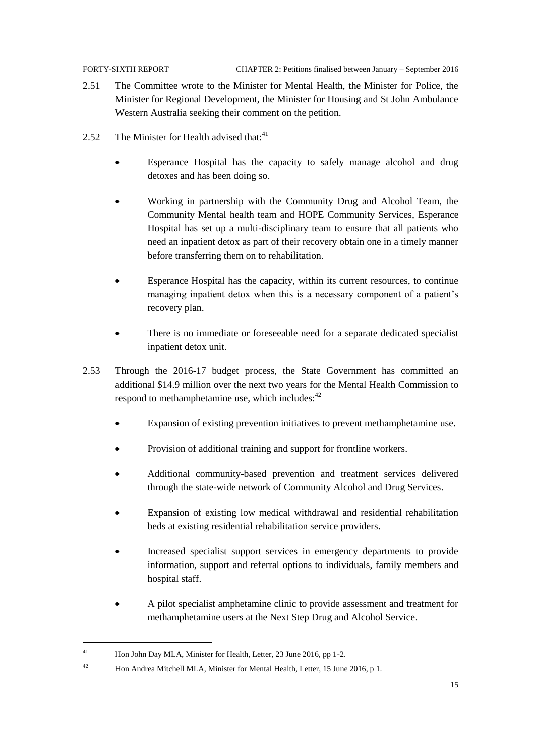2.51 The Committee wrote to the Minister for Mental Health, the Minister for Police, the Minister for Regional Development, the Minister for Housing and St John Ambulance Western Australia seeking their comment on the petition.

2.52 The Minister for Health advised that:[41]

- Esperance Hospital has the capacity to safely manage alcohol and drug detoxes and has been doing so.
- Working in partnership with the Community Drug and Alcohol Team, the Community Mental health team and HOPE Community Services, Esperance Hospital has set up a multi-disciplinary team to ensure that all patients who need an inpatient detox as part of their recovery obtain one in a timely manner before transferring them on to rehabilitation.
- Esperance Hospital has the capacity, within its current resources, to continue managing inpatient detox when this is a necessary component of a patient's recovery plan.
- There is no immediate or foreseeable need for a separate dedicated specialist inpatient detox unit.

2.53 Through the 2016-17 budget process, the State Government has committed an additional \$14.9 million over the next two years for the Mental Health Commission to respond to methamphetamine use, which includes:[42]

- Expansion of existing prevention initiatives to prevent methamphetamine use.
- Provision of additional training and support for frontline workers.
- Additional community-based prevention and treatment services delivered through the state-wide network of Community Alcohol and Drug Services.
- Expansion of existing low medical withdrawal and residential rehabilitation beds at existing residential rehabilitation service providers.
- Increased specialist support services in emergency departments to provide information, support and referral options to individuals, family members and hospital staff.
- A pilot specialist amphetamine clinic to provide assessment and treatment for methamphetamine users at the Next Step Drug and Alcohol Service.

---

[41] Hon John Day MLA, Minister for Health, Letter, 23 June 2016, pp 1-2.

[42] Hon Andrea Mitchell MLA, Minister for Mental Health, Letter, 15 June 2016, p 1.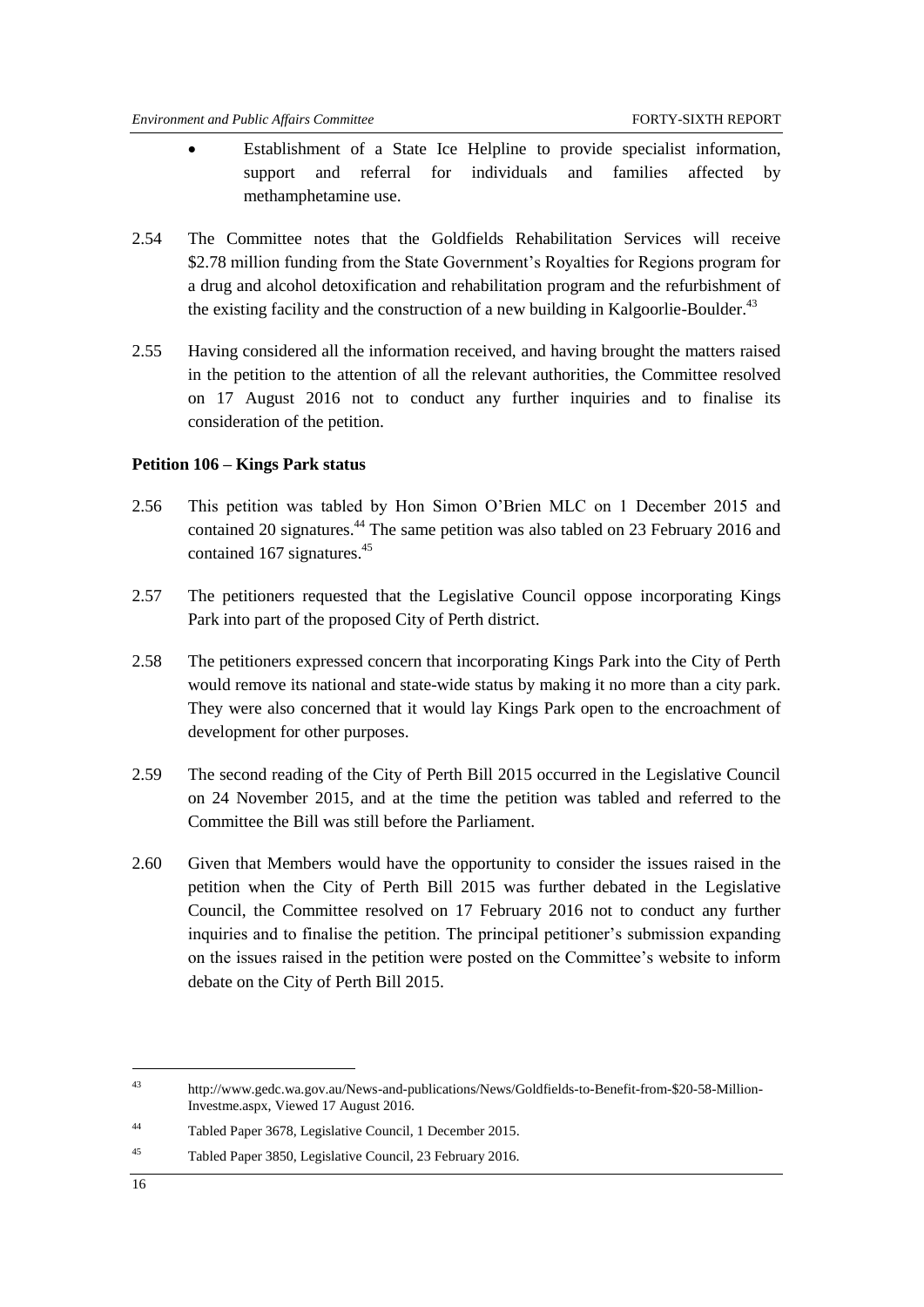- Establishment of a State Ice Helpline to provide specialist information, support and referral for individuals and families affected by methamphetamine use.

2.54 The Committee notes that the Goldfields Rehabilitation Services will receive \$2.78 million funding from the State Government's Royalties for Regions program for a drug and alcohol detoxification and rehabilitation program and the refurbishment of the existing facility and the construction of a new building in Kalgoorlie-Boulder.[43]

2.55 Having considered all the information received, and having brought the matters raised in the petition to the attention of all the relevant authorities, the Committee resolved on 17 August 2016 not to conduct any further inquiries and to finalise its consideration of the petition.

**Petition 106 – Kings Park status**

2.56 This petition was tabled by Hon Simon O'Brien MLC on 1 December 2015 and contained 20 signatures.[44] The same petition was also tabled on 23 February 2016 and contained 167 signatures.[45]

2.57 The petitioners requested that the Legislative Council oppose incorporating Kings Park into part of the proposed City of Perth district.

2.58 The petitioners expressed concern that incorporating Kings Park into the City of Perth would remove its national and state-wide status by making it no more than a city park. They were also concerned that it would lay Kings Park open to the encroachment of development for other purposes.

2.59 The second reading of the City of Perth Bill 2015 occurred in the Legislative Council on 24 November 2015, and at the time the petition was tabled and referred to the Committee the Bill was still before the Parliament.

2.60 Given that Members would have the opportunity to consider the issues raised in the petition when the City of Perth Bill 2015 was further debated in the Legislative Council, the Committee resolved on 17 February 2016 not to conduct any further inquiries and to finalise the petition. The principal petitioner's submission expanding on the issues raised in the petition were posted on the Committee's website to inform debate on the City of Perth Bill 2015.

---

[43] http://www.gedc.wa.gov.au/News-and-publications/News/Goldfields-to-Benefit-from-\$20-58-Million-Investme.aspx, Viewed 17 August 2016.

[44] Tabled Paper 3678, Legislative Council, 1 December 2015.

[45] Tabled Paper 3850, Legislative Council, 23 February 2016.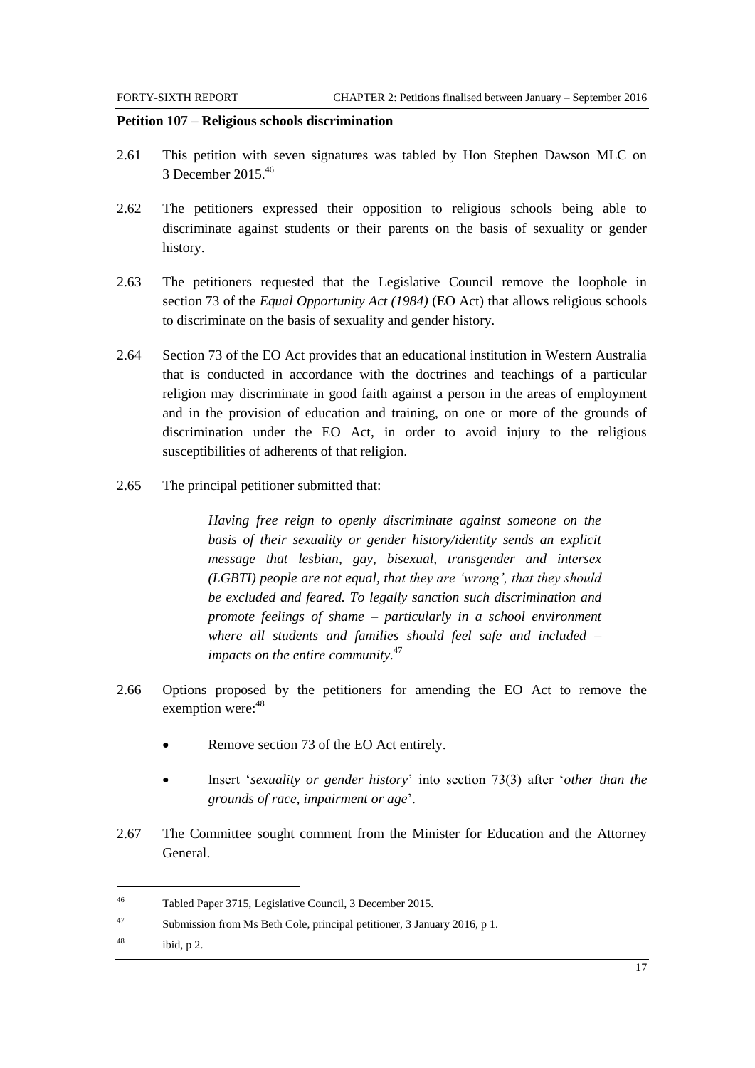**Petition 107 – Religious schools discrimination**

2.61 This petition with seven signatures was tabled by Hon Stephen Dawson MLC on 3 December 2015.[46]

2.62 The petitioners expressed their opposition to religious schools being able to discriminate against students or their parents on the basis of sexuality or gender history.

2.63 The petitioners requested that the Legislative Council remove the loophole in section 73 of the *Equal Opportunity Act (1984)* (EO Act) that allows religious schools to discriminate on the basis of sexuality and gender history.

2.64 Section 73 of the EO Act provides that an educational institution in Western Australia that is conducted in accordance with the doctrines and teachings of a particular religion may discriminate in good faith against a person in the areas of employment and in the provision of education and training, on one or more of the grounds of discrimination under the EO Act, in order to avoid injury to the religious susceptibilities of adherents of that religion.

2.65 The principal petitioner submitted that:

> *Having free reign to openly discriminate against someone on the basis of their sexuality or gender history/identity sends an explicit message that lesbian, gay, bisexual, transgender and intersex (LGBTI) people are not equal, that they are 'wrong', that they should be excluded and feared. To legally sanction such discrimination and promote feelings of shame – particularly in a school environment where all students and families should feel safe and included – impacts on the entire community.*[47]

2.66 Options proposed by the petitioners for amending the EO Act to remove the exemption were:[48]

- Remove section 73 of the EO Act entirely.
- Insert '*sexuality or gender history*' into section 73(3) after '*other than the grounds of race, impairment or age*'.

2.67 The Committee sought comment from the Minister for Education and the Attorney General.

---

46 Tabled Paper 3715, Legislative Council, 3 December 2015.

47 Submission from Ms Beth Cole, principal petitioner, 3 January 2016, p 1.

48 ibid, p 2.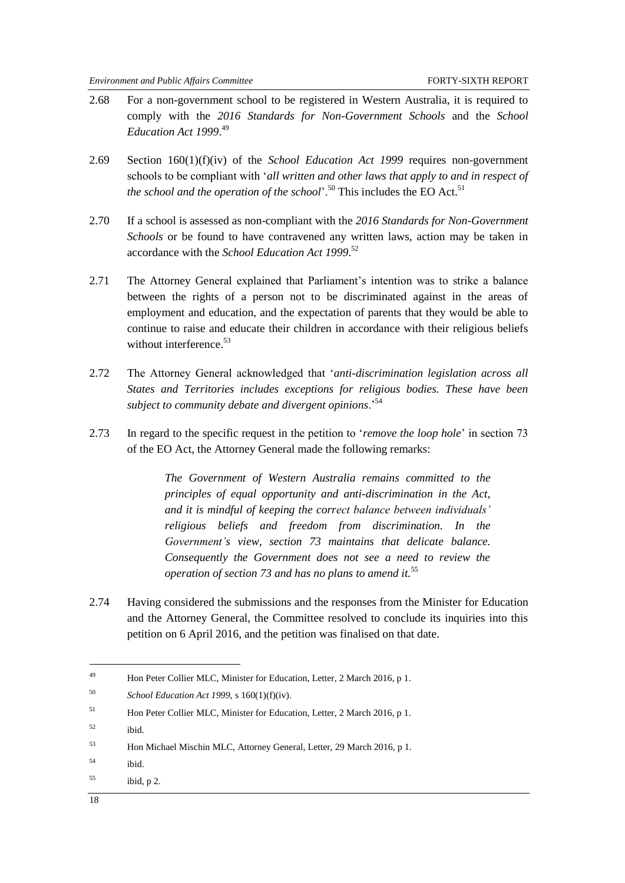2.68 For a non-government school to be registered in Western Australia, it is required to comply with the *2016 Standards for Non-Government Schools* and the *School Education Act 1999*.[49]

2.69 Section 160(1)(f)(iv) of the *School Education Act 1999* requires non-government schools to be compliant with '*all written and other laws that apply to and in respect of the school and the operation of the school*'.[50] This includes the EO Act.[51]

2.70 If a school is assessed as non-compliant with the *2016 Standards for Non-Government Schools* or be found to have contravened any written laws, action may be taken in accordance with the *School Education Act 1999*.[52]

2.71 The Attorney General explained that Parliament's intention was to strike a balance between the rights of a person not to be discriminated against in the areas of employment and education, and the expectation of parents that they would be able to continue to raise and educate their children in accordance with their religious beliefs without interference.[53]

2.72 The Attorney General acknowledged that '*anti-discrimination legislation across all States and Territories includes exceptions for religious bodies. These have been subject to community debate and divergent opinions*.'[54]

2.73 In regard to the specific request in the petition to '*remove the loop hole*' in section 73 of the EO Act, the Attorney General made the following remarks:

> *The Government of Western Australia remains committed to the principles of equal opportunity and anti-discrimination in the Act, and it is mindful of keeping the correct balance between individuals' religious beliefs and freedom from discrimination. In the Government's view, section 73 maintains that delicate balance. Consequently the Government does not see a need to review the operation of section 73 and has no plans to amend it.*[55]

2.74 Having considered the submissions and the responses from the Minister for Education and the Attorney General, the Committee resolved to conclude its inquiries into this petition on 6 April 2016, and the petition was finalised on that date.

---

[49] Hon Peter Collier MLC, Minister for Education, Letter, 2 March 2016, p 1.

[50] *School Education Act 1999*, s 160(1)(f)(iv).

[51] Hon Peter Collier MLC, Minister for Education, Letter, 2 March 2016, p 1.

[52] ibid.

[53] Hon Michael Mischin MLC, Attorney General, Letter, 29 March 2016, p 1.

[54] ibid.

[55] ibid, p 2.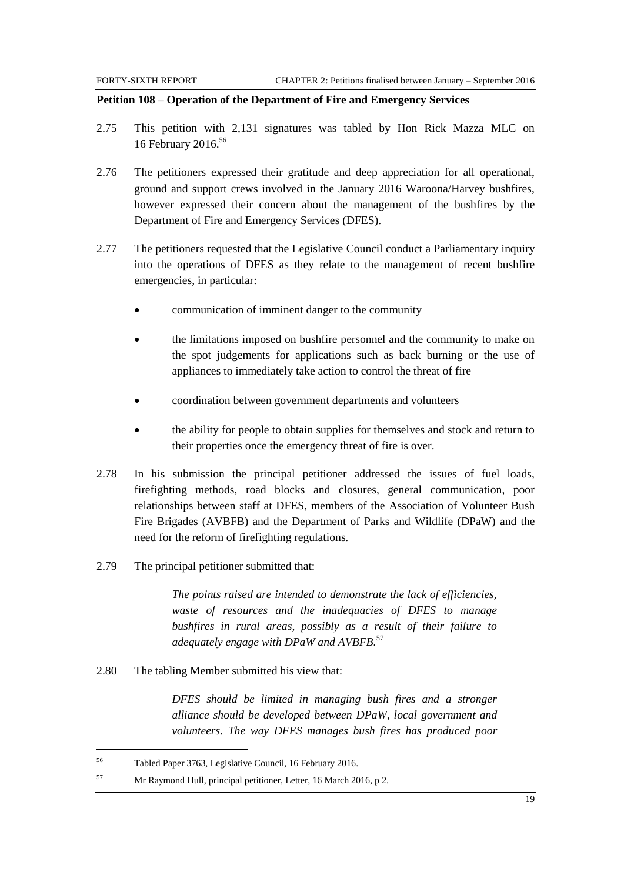**Petition 108 – Operation of the Department of Fire and Emergency Services**

2.75 This petition with 2,131 signatures was tabled by Hon Rick Mazza MLC on 16 February 2016.[56]

2.76 The petitioners expressed their gratitude and deep appreciation for all operational, ground and support crews involved in the January 2016 Waroona/Harvey bushfires, however expressed their concern about the management of the bushfires by the Department of Fire and Emergency Services (DFES).

2.77 The petitioners requested that the Legislative Council conduct a Parliamentary inquiry into the operations of DFES as they relate to the management of recent bushfire emergencies, in particular:

- communication of imminent danger to the community
- the limitations imposed on bushfire personnel and the community to make on the spot judgements for applications such as back burning or the use of appliances to immediately take action to control the threat of fire
- coordination between government departments and volunteers
- the ability for people to obtain supplies for themselves and stock and return to their properties once the emergency threat of fire is over.

2.78 In his submission the principal petitioner addressed the issues of fuel loads, firefighting methods, road blocks and closures, general communication, poor relationships between staff at DFES, members of the Association of Volunteer Bush Fire Brigades (AVBFB) and the Department of Parks and Wildlife (DPaW) and the need for the reform of firefighting regulations.

2.79 The principal petitioner submitted that:

> *The points raised are intended to demonstrate the lack of efficiencies, waste of resources and the inadequacies of DFES to manage bushfires in rural areas, possibly as a result of their failure to adequately engage with DPaW and AVBFB.*[57]

2.80 The tabling Member submitted his view that:

> *DFES should be limited in managing bush fires and a stronger alliance should be developed between DPaW, local government and volunteers. The way DFES manages bush fires has produced poor*

---

[56] Tabled Paper 3763, Legislative Council, 16 February 2016.

[57] Mr Raymond Hull, principal petitioner, Letter, 16 March 2016, p 2.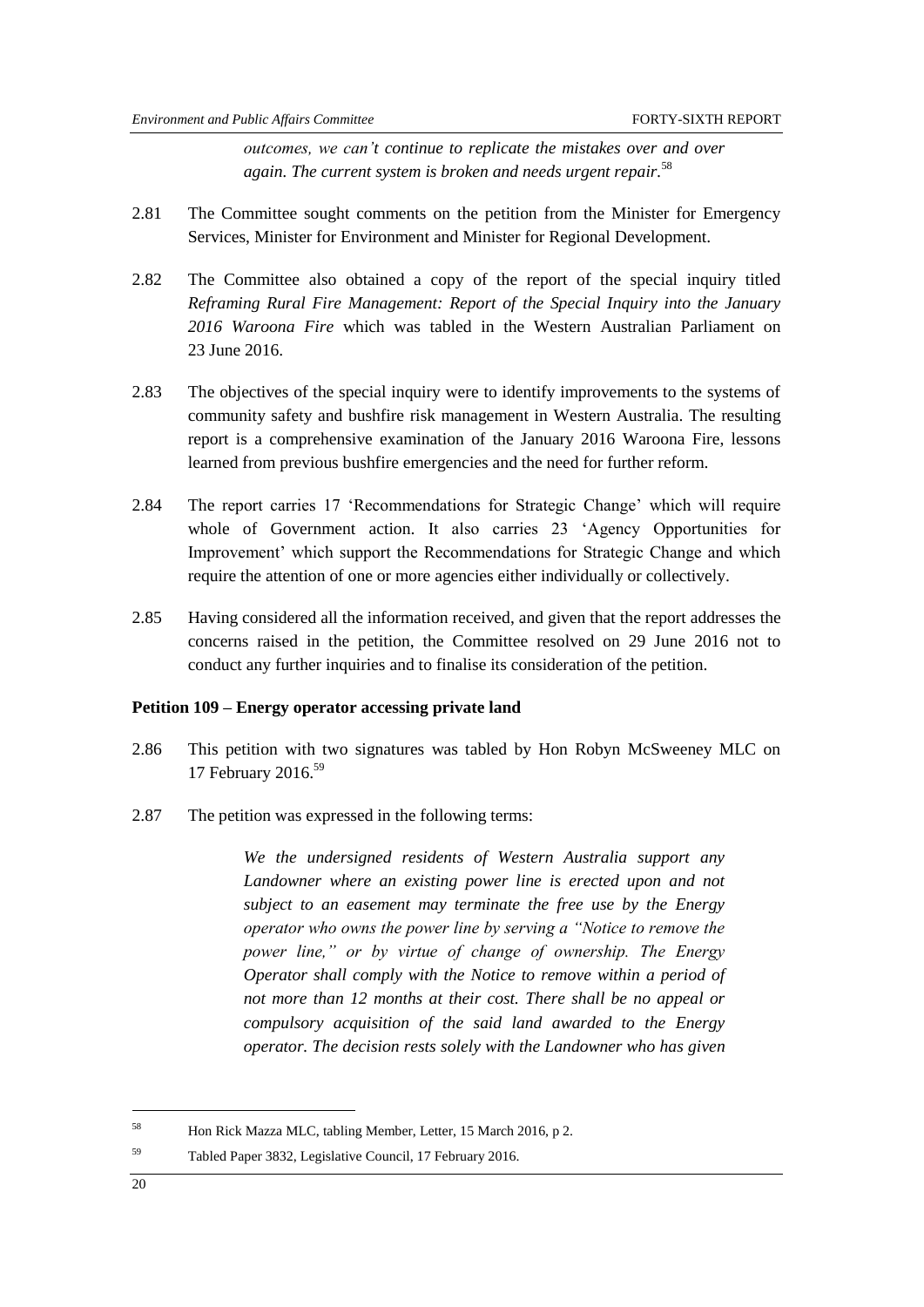*outcomes, we can't continue to replicate the mistakes over and over again. The current system is broken and needs urgent repair.*[58]

2.81 The Committee sought comments on the petition from the Minister for Emergency Services, Minister for Environment and Minister for Regional Development.

2.82 The Committee also obtained a copy of the report of the special inquiry titled *Reframing Rural Fire Management: Report of the Special Inquiry into the January 2016 Waroona Fire* which was tabled in the Western Australian Parliament on 23 June 2016.

2.83 The objectives of the special inquiry were to identify improvements to the systems of community safety and bushfire risk management in Western Australia. The resulting report is a comprehensive examination of the January 2016 Waroona Fire, lessons learned from previous bushfire emergencies and the need for further reform.

2.84 The report carries 17 'Recommendations for Strategic Change' which will require whole of Government action. It also carries 23 'Agency Opportunities for Improvement' which support the Recommendations for Strategic Change and which require the attention of one or more agencies either individually or collectively.

2.85 Having considered all the information received, and given that the report addresses the concerns raised in the petition, the Committee resolved on 29 June 2016 not to conduct any further inquiries and to finalise its consideration of the petition.

**Petition 109 – Energy operator accessing private land**

2.86 This petition with two signatures was tabled by Hon Robyn McSweeney MLC on 17 February 2016.[59]

2.87 The petition was expressed in the following terms:

> *We the undersigned residents of Western Australia support any Landowner where an existing power line is erected upon and not subject to an easement may terminate the free use by the Energy operator who owns the power line by serving a "Notice to remove the power line," or by virtue of change of ownership. The Energy Operator shall comply with the Notice to remove within a period of not more than 12 months at their cost. There shall be no appeal or compulsory acquisition of the said land awarded to the Energy operator. The decision rests solely with the Landowner who has given*

---

[58] Hon Rick Mazza MLC, tabling Member, Letter, 15 March 2016, p 2.

[59] Tabled Paper 3832, Legislative Council, 17 February 2016.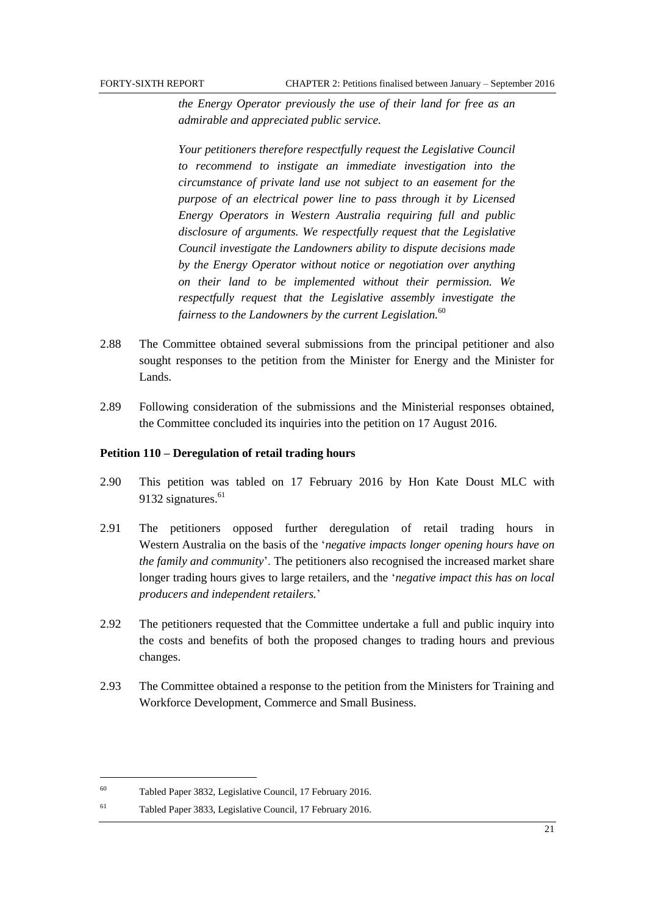*the Energy Operator previously the use of their land for free as an admirable and appreciated public service.*

*Your petitioners therefore respectfully request the Legislative Council to recommend to instigate an immediate investigation into the circumstance of private land use not subject to an easement for the purpose of an electrical power line to pass through it by Licensed Energy Operators in Western Australia requiring full and public disclosure of arguments. We respectfully request that the Legislative Council investigate the Landowners ability to dispute decisions made by the Energy Operator without notice or negotiation over anything on their land to be implemented without their permission. We respectfully request that the Legislative assembly investigate the fairness to the Landowners by the current Legislation.*[60]

2.88 The Committee obtained several submissions from the principal petitioner and also sought responses to the petition from the Minister for Energy and the Minister for Lands.

2.89 Following consideration of the submissions and the Ministerial responses obtained, the Committee concluded its inquiries into the petition on 17 August 2016.

**Petition 110 – Deregulation of retail trading hours**

2.90 This petition was tabled on 17 February 2016 by Hon Kate Doust MLC with 9132 signatures.[61]

2.91 The petitioners opposed further deregulation of retail trading hours in Western Australia on the basis of the '*negative impacts longer opening hours have on the family and community*'. The petitioners also recognised the increased market share longer trading hours gives to large retailers, and the '*negative impact this has on local producers and independent retailers.*'

2.92 The petitioners requested that the Committee undertake a full and public inquiry into the costs and benefits of both the proposed changes to trading hours and previous changes.

2.93 The Committee obtained a response to the petition from the Ministers for Training and Workforce Development, Commerce and Small Business.

---

[60] Tabled Paper 3832, Legislative Council, 17 February 2016.

[61] Tabled Paper 3833, Legislative Council, 17 February 2016.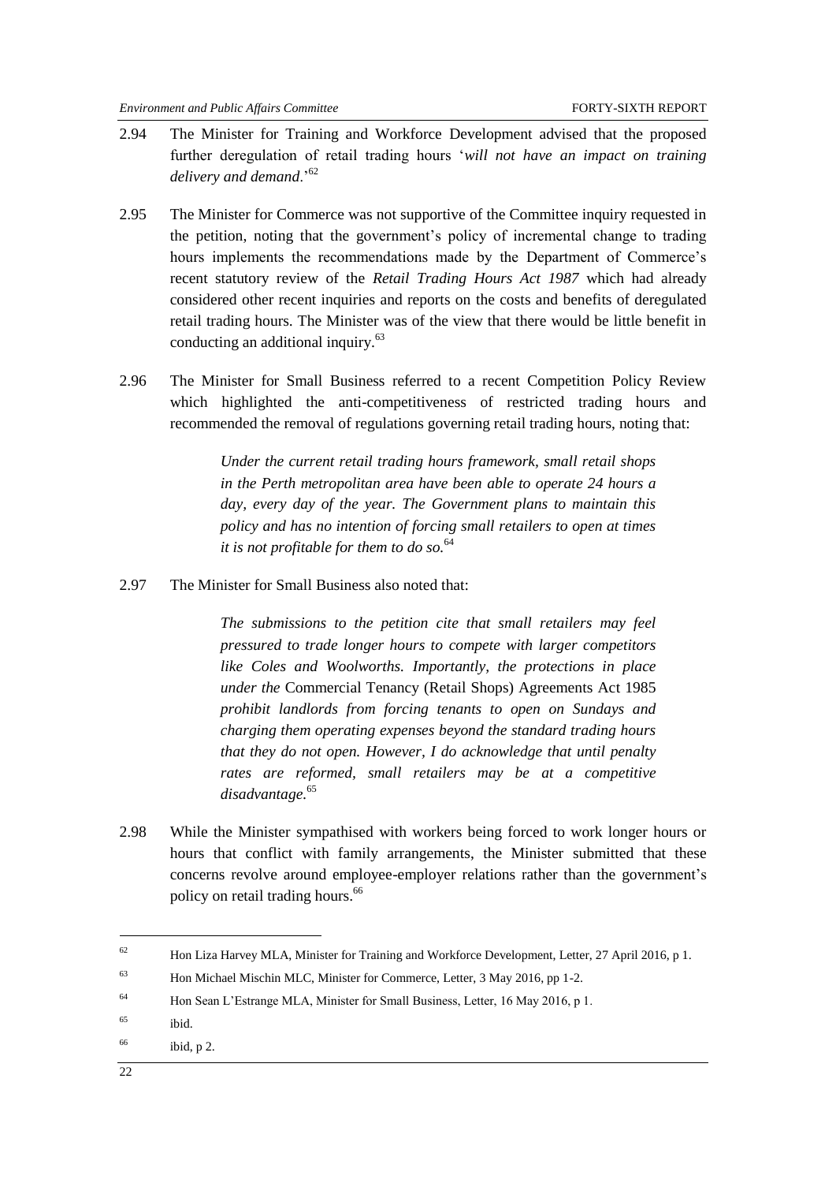2.94 The Minister for Training and Workforce Development advised that the proposed further deregulation of retail trading hours '*will not have an impact on training delivery and demand*.'[62]

2.95 The Minister for Commerce was not supportive of the Committee inquiry requested in the petition, noting that the government's policy of incremental change to trading hours implements the recommendations made by the Department of Commerce's recent statutory review of the *Retail Trading Hours Act 1987* which had already considered other recent inquiries and reports on the costs and benefits of deregulated retail trading hours. The Minister was of the view that there would be little benefit in conducting an additional inquiry.[63]

2.96 The Minister for Small Business referred to a recent Competition Policy Review which highlighted the anti-competitiveness of restricted trading hours and recommended the removal of regulations governing retail trading hours, noting that:

> *Under the current retail trading hours framework, small retail shops in the Perth metropolitan area have been able to operate 24 hours a day, every day of the year. The Government plans to maintain this policy and has no intention of forcing small retailers to open at times it is not profitable for them to do so.*[64]

2.97 The Minister for Small Business also noted that:

> *The submissions to the petition cite that small retailers may feel pressured to trade longer hours to compete with larger competitors like Coles and Woolworths. Importantly, the protections in place under the* Commercial Tenancy (Retail Shops) Agreements Act 1985 *prohibit landlords from forcing tenants to open on Sundays and charging them operating expenses beyond the standard trading hours that they do not open. However, I do acknowledge that until penalty rates are reformed, small retailers may be at a competitive disadvantage.*[65]

2.98 While the Minister sympathised with workers being forced to work longer hours or hours that conflict with family arrangements, the Minister submitted that these concerns revolve around employee-employer relations rather than the government's policy on retail trading hours.[66]

---

[62] Hon Liza Harvey MLA, Minister for Training and Workforce Development, Letter, 27 April 2016, p 1.

[63] Hon Michael Mischin MLC, Minister for Commerce, Letter, 3 May 2016, pp 1-2.

[64] Hon Sean L'Estrange MLA, Minister for Small Business, Letter, 16 May 2016, p 1.

[65] ibid.

[66] ibid, p 2.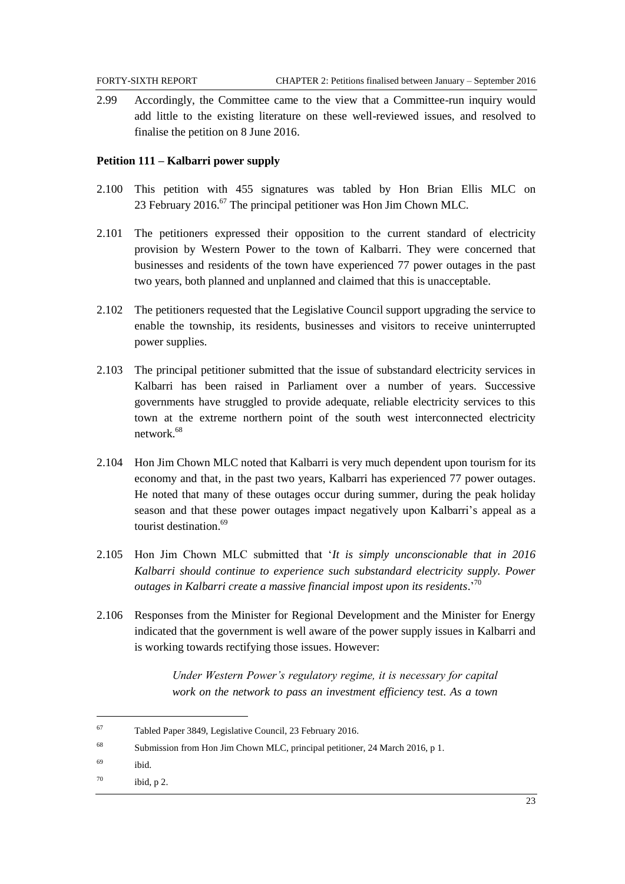2.99 Accordingly, the Committee came to the view that a Committee-run inquiry would add little to the existing literature on these well-reviewed issues, and resolved to finalise the petition on 8 June 2016.

### Petition 111 – Kalbarri power supply

2.100 This petition with 455 signatures was tabled by Hon Brian Ellis MLC on 23 February 2016.[67] The principal petitioner was Hon Jim Chown MLC.

2.101 The petitioners expressed their opposition to the current standard of electricity provision by Western Power to the town of Kalbarri. They were concerned that businesses and residents of the town have experienced 77 power outages in the past two years, both planned and unplanned and claimed that this is unacceptable.

2.102 The petitioners requested that the Legislative Council support upgrading the service to enable the township, its residents, businesses and visitors to receive uninterrupted power supplies.

2.103 The principal petitioner submitted that the issue of substandard electricity services in Kalbarri has been raised in Parliament over a number of years. Successive governments have struggled to provide adequate, reliable electricity services to this town at the extreme northern point of the south west interconnected electricity network.[68]

2.104 Hon Jim Chown MLC noted that Kalbarri is very much dependent upon tourism for its economy and that, in the past two years, Kalbarri has experienced 77 power outages. He noted that many of these outages occur during summer, during the peak holiday season and that these power outages impact negatively upon Kalbarri's appeal as a tourist destination.[69]

2.105 Hon Jim Chown MLC submitted that '*It is simply unconscionable that in 2016 Kalbarri should continue to experience such substandard electricity supply. Power outages in Kalbarri create a massive financial impost upon its residents*.'[70]

2.106 Responses from the Minister for Regional Development and the Minister for Energy indicated that the government is well aware of the power supply issues in Kalbarri and is working towards rectifying those issues. However:

> *Under Western Power's regulatory regime, it is necessary for capital work on the network to pass an investment efficiency test. As a town*

---

[67] Tabled Paper 3849, Legislative Council, 23 February 2016.

[68] Submission from Hon Jim Chown MLC, principal petitioner, 24 March 2016, p 1.

[69] ibid.

[70] ibid, p 2.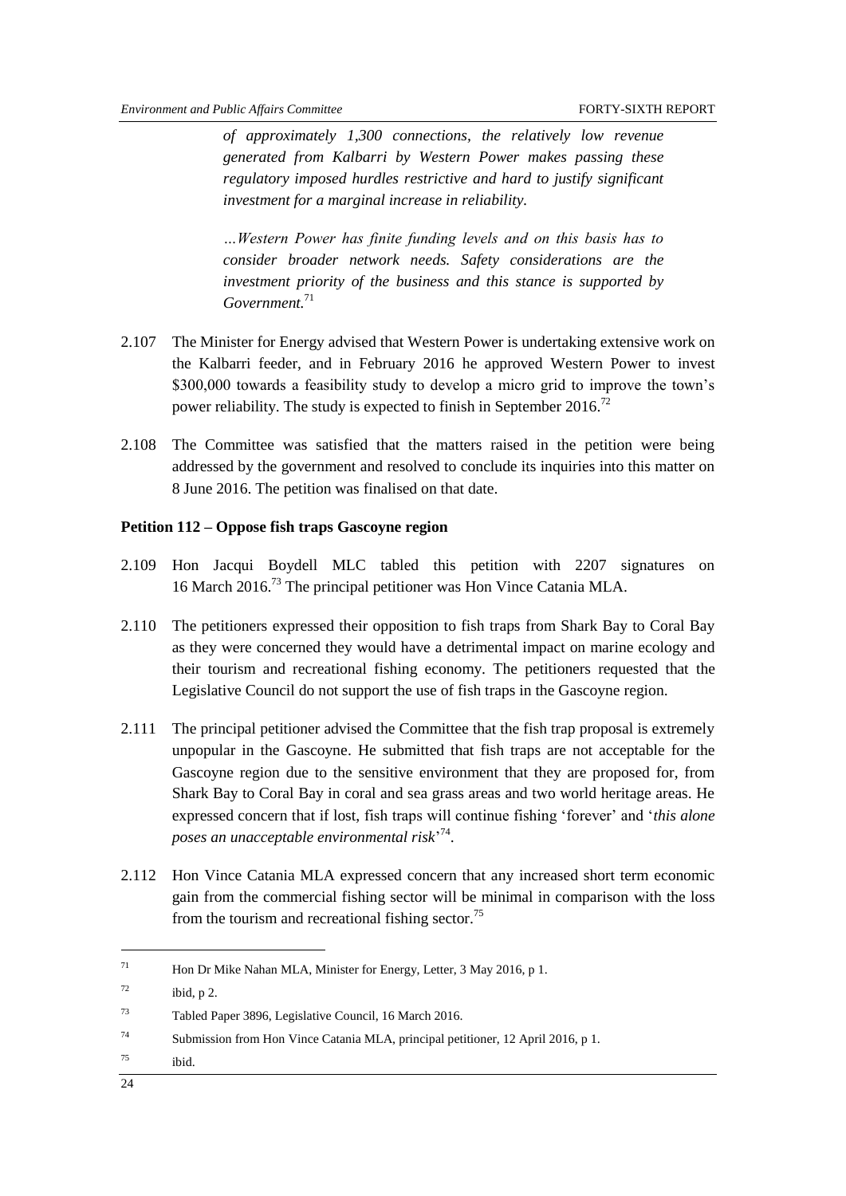*of approximately 1,300 connections, the relatively low revenue generated from Kalbarri by Western Power makes passing these regulatory imposed hurdles restrictive and hard to justify significant investment for a marginal increase in reliability.*

*…Western Power has finite funding levels and on this basis has to consider broader network needs. Safety considerations are the investment priority of the business and this stance is supported by Government.*[71]

2.107 The Minister for Energy advised that Western Power is undertaking extensive work on the Kalbarri feeder, and in February 2016 he approved Western Power to invest $300,000 towards a feasibility study to develop a micro grid to improve the town's power reliability. The study is expected to finish in September 2016.[72]

2.108 The Committee was satisfied that the matters raised in the petition were being addressed by the government and resolved to conclude its inquiries into this matter on 8 June 2016. The petition was finalised on that date.

**Petition 112 – Oppose fish traps Gascoyne region**

2.109 Hon Jacqui Boydell MLC tabled this petition with 2207 signatures on 16 March 2016.[73] The principal petitioner was Hon Vince Catania MLA.

2.110 The petitioners expressed their opposition to fish traps from Shark Bay to Coral Bay as they were concerned they would have a detrimental impact on marine ecology and their tourism and recreational fishing economy. The petitioners requested that the Legislative Council do not support the use of fish traps in the Gascoyne region.

2.111 The principal petitioner advised the Committee that the fish trap proposal is extremely unpopular in the Gascoyne. He submitted that fish traps are not acceptable for the Gascoyne region due to the sensitive environment that they are proposed for, from Shark Bay to Coral Bay in coral and sea grass areas and two world heritage areas. He expressed concern that if lost, fish traps will continue fishing 'forever' and '*this alone poses an unacceptable environmental risk*'[74].

2.112 Hon Vince Catania MLA expressed concern that any increased short term economic gain from the commercial fishing sector will be minimal in comparison with the loss from the tourism and recreational fishing sector.[75]

---

71 Hon Dr Mike Nahan MLA, Minister for Energy, Letter, 3 May 2016, p 1.

72 ibid, p 2.

73 Tabled Paper 3896, Legislative Council, 16 March 2016.

74 Submission from Hon Vince Catania MLA, principal petitioner, 12 April 2016, p 1.

75 ibid.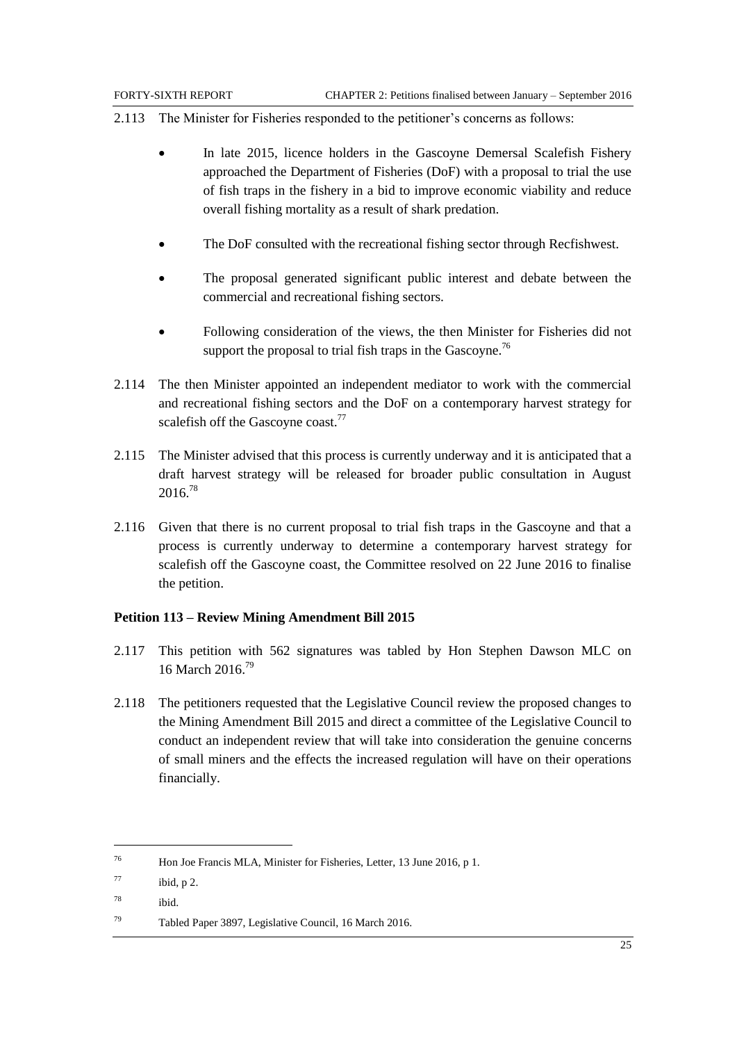2.113 The Minister for Fisheries responded to the petitioner's concerns as follows:

- In late 2015, licence holders in the Gascoyne Demersal Scalefish Fishery approached the Department of Fisheries (DoF) with a proposal to trial the use of fish traps in the fishery in a bid to improve economic viability and reduce overall fishing mortality as a result of shark predation.
- The DoF consulted with the recreational fishing sector through Recfishwest.
- The proposal generated significant public interest and debate between the commercial and recreational fishing sectors.
- Following consideration of the views, the then Minister for Fisheries did not support the proposal to trial fish traps in the Gascoyne.[76]

2.114 The then Minister appointed an independent mediator to work with the commercial and recreational fishing sectors and the DoF on a contemporary harvest strategy for scalefish off the Gascoyne coast.[77]

2.115 The Minister advised that this process is currently underway and it is anticipated that a draft harvest strategy will be released for broader public consultation in August 2016.[78]

2.116 Given that there is no current proposal to trial fish traps in the Gascoyne and that a process is currently underway to determine a contemporary harvest strategy for scalefish off the Gascoyne coast, the Committee resolved on 22 June 2016 to finalise the petition.

**Petition 113 – Review Mining Amendment Bill 2015**

2.117 This petition with 562 signatures was tabled by Hon Stephen Dawson MLC on 16 March 2016.[79]

2.118 The petitioners requested that the Legislative Council review the proposed changes to the Mining Amendment Bill 2015 and direct a committee of the Legislative Council to conduct an independent review that will take into consideration the genuine concerns of small miners and the effects the increased regulation will have on their operations financially.

---

[76] Hon Joe Francis MLA, Minister for Fisheries, Letter, 13 June 2016, p 1.

[77] ibid, p 2.

[78] ibid.

[79] Tabled Paper 3897, Legislative Council, 16 March 2016.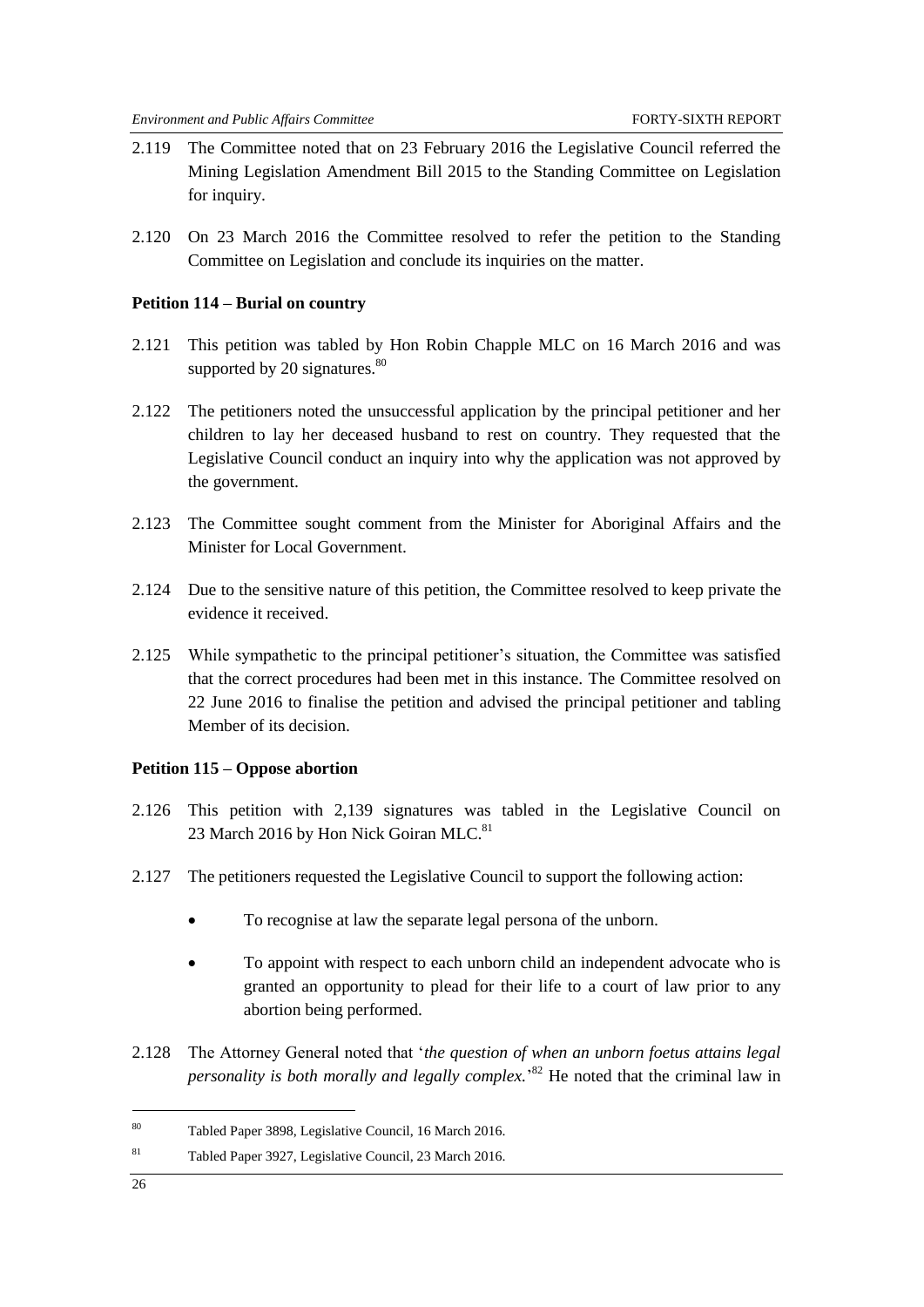2.119 The Committee noted that on 23 February 2016 the Legislative Council referred the Mining Legislation Amendment Bill 2015 to the Standing Committee on Legislation for inquiry.

2.120 On 23 March 2016 the Committee resolved to refer the petition to the Standing Committee on Legislation and conclude its inquiries on the matter.

### Petition 114 – Burial on country

2.121 This petition was tabled by Hon Robin Chapple MLC on 16 March 2016 and was supported by 20 signatures.[80]

2.122 The petitioners noted the unsuccessful application by the principal petitioner and her children to lay her deceased husband to rest on country. They requested that the Legislative Council conduct an inquiry into why the application was not approved by the government.

2.123 The Committee sought comment from the Minister for Aboriginal Affairs and the Minister for Local Government.

2.124 Due to the sensitive nature of this petition, the Committee resolved to keep private the evidence it received.

2.125 While sympathetic to the principal petitioner's situation, the Committee was satisfied that the correct procedures had been met in this instance. The Committee resolved on 22 June 2016 to finalise the petition and advised the principal petitioner and tabling Member of its decision.

### Petition 115 – Oppose abortion

2.126 This petition with 2,139 signatures was tabled in the Legislative Council on 23 March 2016 by Hon Nick Goiran MLC.[81]

2.127 The petitioners requested the Legislative Council to support the following action:

- To recognise at law the separate legal persona of the unborn.
- To appoint with respect to each unborn child an independent advocate who is granted an opportunity to plead for their life to a court of law prior to any abortion being performed.

2.128 The Attorney General noted that '*the question of when an unborn foetus attains legal personality is both morally and legally complex.*'[82] He noted that the criminal law in

---

[80] Tabled Paper 3898, Legislative Council, 16 March 2016.

[81] Tabled Paper 3927, Legislative Council, 23 March 2016.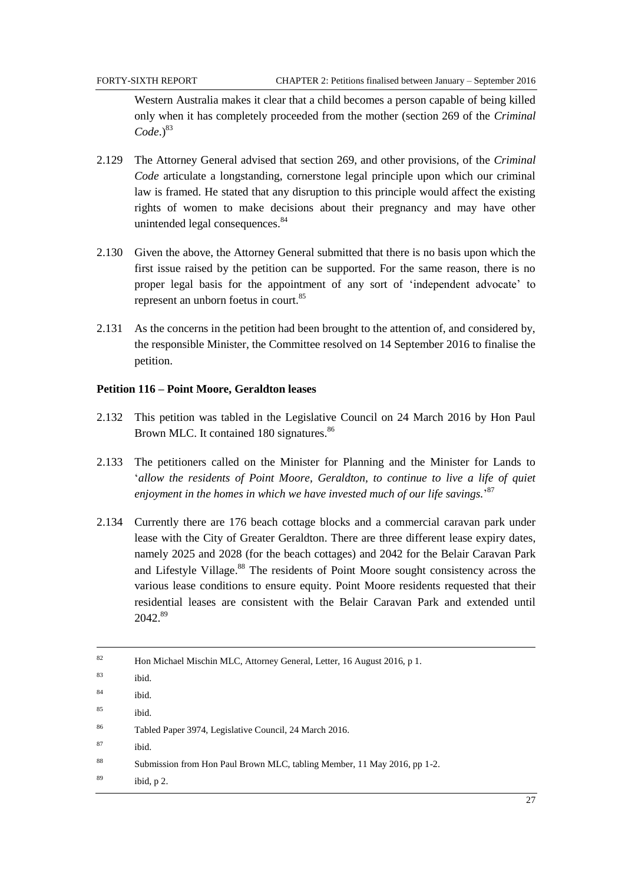Western Australia makes it clear that a child becomes a person capable of being killed only when it has completely proceeded from the mother (section 269 of the *Criminal Code*.)[83]

2.129 The Attorney General advised that section 269, and other provisions, of the *Criminal Code* articulate a longstanding, cornerstone legal principle upon which our criminal law is framed. He stated that any disruption to this principle would affect the existing rights of women to make decisions about their pregnancy and may have other unintended legal consequences.[84]

2.130 Given the above, the Attorney General submitted that there is no basis upon which the first issue raised by the petition can be supported. For the same reason, there is no proper legal basis for the appointment of any sort of 'independent advocate' to represent an unborn foetus in court.[85]

2.131 As the concerns in the petition had been brought to the attention of, and considered by, the responsible Minister, the Committee resolved on 14 September 2016 to finalise the petition.

**Petition 116 – Point Moore, Geraldton leases**

2.132 This petition was tabled in the Legislative Council on 24 March 2016 by Hon Paul Brown MLC. It contained 180 signatures.[86]

2.133 The petitioners called on the Minister for Planning and the Minister for Lands to '*allow the residents of Point Moore, Geraldton, to continue to live a life of quiet enjoyment in the homes in which we have invested much of our life savings.*'[87]

2.134 Currently there are 176 beach cottage blocks and a commercial caravan park under lease with the City of Greater Geraldton. There are three different lease expiry dates, namely 2025 and 2028 (for the beach cottages) and 2042 for the Belair Caravan Park and Lifestyle Village.[88] The residents of Point Moore sought consistency across the various lease conditions to ensure equity. Point Moore residents requested that their residential leases are consistent with the Belair Caravan Park and extended until 2042.[89]

---

82 Hon Michael Mischin MLC, Attorney General, Letter, 16 August 2016, p 1.

83 ibid.

84 ibid.

85 ibid.

86 Tabled Paper 3974, Legislative Council, 24 March 2016.

87 ibid.

88 Submission from Hon Paul Brown MLC, tabling Member, 11 May 2016, pp 1-2.

89 ibid, p 2.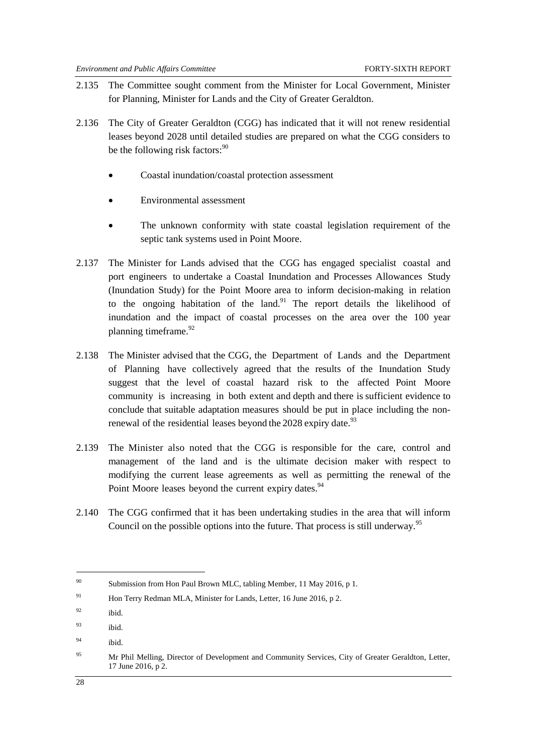2.135 The Committee sought comment from the Minister for Local Government, Minister for Planning, Minister for Lands and the City of Greater Geraldton.

2.136 The City of Greater Geraldton (CGG) has indicated that it will not renew residential leases beyond 2028 until detailed studies are prepared on what the CGG considers to be the following risk factors:[90]

- Coastal inundation/coastal protection assessment
- Environmental assessment
- The unknown conformity with state coastal legislation requirement of the septic tank systems used in Point Moore.

2.137 The Minister for Lands advised that the CGG has engaged specialist coastal and port engineers to undertake a Coastal Inundation and Processes Allowances Study (Inundation Study) for the Point Moore area to inform decision-making in relation to the ongoing habitation of the land.[91] The report details the likelihood of inundation and the impact of coastal processes on the area over the 100 year planning timeframe.[92]

2.138 The Minister advised that the CGG, the Department of Lands and the Department of Planning have collectively agreed that the results of the Inundation Study suggest that the level of coastal hazard risk to the affected Point Moore community is increasing in both extent and depth and there is sufficient evidence to conclude that suitable adaptation measures should be put in place including the non-renewal of the residential leases beyond the 2028 expiry date.[93]

2.139 The Minister also noted that the CGG is responsible for the care, control and management of the land and is the ultimate decision maker with respect to modifying the current lease agreements as well as permitting the renewal of the Point Moore leases beyond the current expiry dates.[94]

2.140 The CGG confirmed that it has been undertaking studies in the area that will inform Council on the possible options into the future. That process is still underway.[95]

---

[90] Submission from Hon Paul Brown MLC, tabling Member, 11 May 2016, p 1.

[91] Hon Terry Redman MLA, Minister for Lands, Letter, 16 June 2016, p 2.

[92] ibid.

[93] ibid.

[94] ibid.

[95] Mr Phil Melling, Director of Development and Community Services, City of Greater Geraldton, Letter, 17 June 2016, p 2.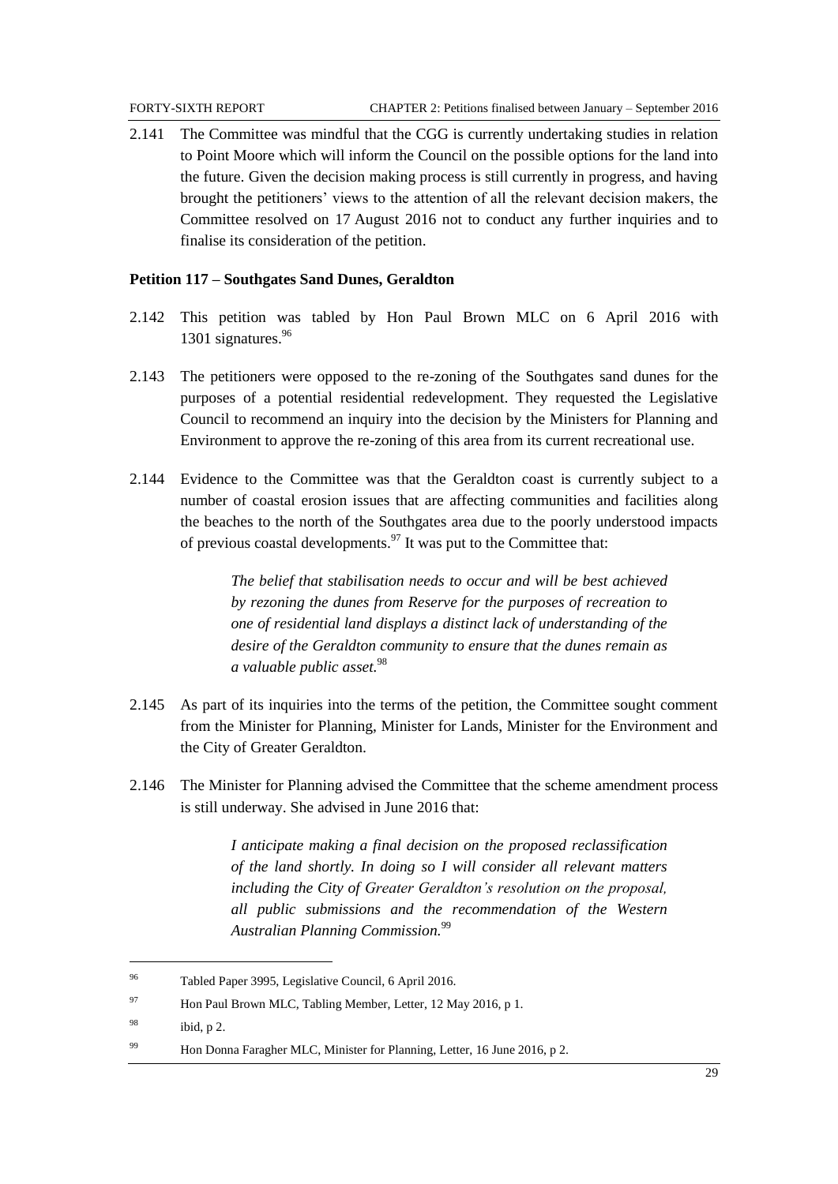2.141 The Committee was mindful that the CGG is currently undertaking studies in relation to Point Moore which will inform the Council on the possible options for the land into the future. Given the decision making process is still currently in progress, and having brought the petitioners' views to the attention of all the relevant decision makers, the Committee resolved on 17 August 2016 not to conduct any further inquiries and to finalise its consideration of the petition.

**Petition 117 – Southgates Sand Dunes, Geraldton**

2.142 This petition was tabled by Hon Paul Brown MLC on 6 April 2016 with 1301 signatures.[96]

2.143 The petitioners were opposed to the re-zoning of the Southgates sand dunes for the purposes of a potential residential redevelopment. They requested the Legislative Council to recommend an inquiry into the decision by the Ministers for Planning and Environment to approve the re-zoning of this area from its current recreational use.

2.144 Evidence to the Committee was that the Geraldton coast is currently subject to a number of coastal erosion issues that are affecting communities and facilities along the beaches to the north of the Southgates area due to the poorly understood impacts of previous coastal developments.[97] It was put to the Committee that:

> *The belief that stabilisation needs to occur and will be best achieved by rezoning the dunes from Reserve for the purposes of recreation to one of residential land displays a distinct lack of understanding of the desire of the Geraldton community to ensure that the dunes remain as a valuable public asset.*[98]

2.145 As part of its inquiries into the terms of the petition, the Committee sought comment from the Minister for Planning, Minister for Lands, Minister for the Environment and the City of Greater Geraldton.

2.146 The Minister for Planning advised the Committee that the scheme amendment process is still underway. She advised in June 2016 that:

> *I anticipate making a final decision on the proposed reclassification of the land shortly. In doing so I will consider all relevant matters including the City of Greater Geraldton's resolution on the proposal, all public submissions and the recommendation of the Western Australian Planning Commission.*[99]

---

[96] Tabled Paper 3995, Legislative Council, 6 April 2016.

[97] Hon Paul Brown MLC, Tabling Member, Letter, 12 May 2016, p 1.

[98] ibid, p 2.

[99] Hon Donna Faragher MLC, Minister for Planning, Letter, 16 June 2016, p 2.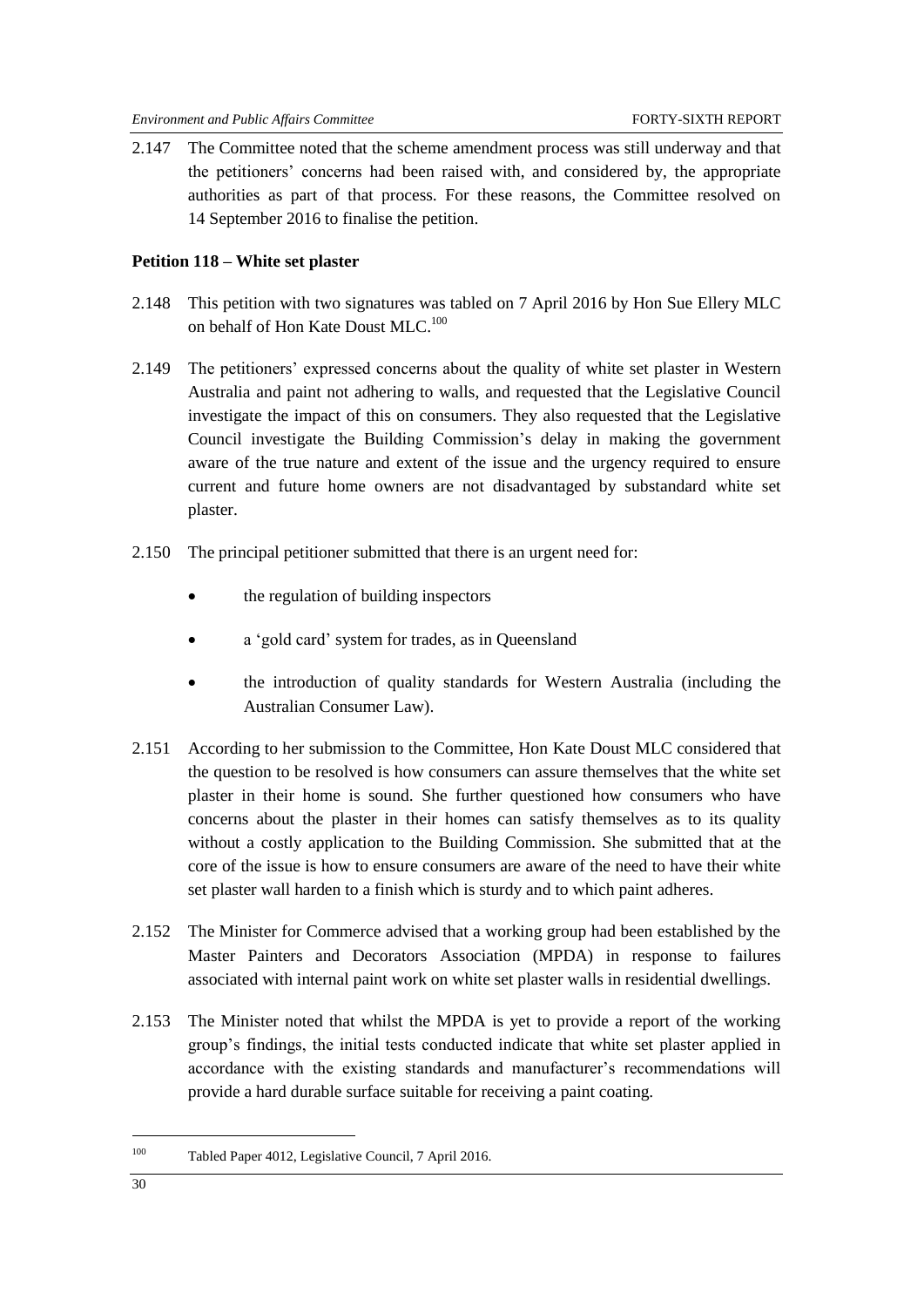2.147 The Committee noted that the scheme amendment process was still underway and that the petitioners' concerns had been raised with, and considered by, the appropriate authorities as part of that process. For these reasons, the Committee resolved on 14 September 2016 to finalise the petition.

**Petition 118 – White set plaster**

2.148 This petition with two signatures was tabled on 7 April 2016 by Hon Sue Ellery MLC on behalf of Hon Kate Doust MLC.[100]

2.149 The petitioners' expressed concerns about the quality of white set plaster in Western Australia and paint not adhering to walls, and requested that the Legislative Council investigate the impact of this on consumers. They also requested that the Legislative Council investigate the Building Commission's delay in making the government aware of the true nature and extent of the issue and the urgency required to ensure current and future home owners are not disadvantaged by substandard white set plaster.

2.150 The principal petitioner submitted that there is an urgent need for:

- the regulation of building inspectors
- a 'gold card' system for trades, as in Queensland
- the introduction of quality standards for Western Australia (including the Australian Consumer Law).

2.151 According to her submission to the Committee, Hon Kate Doust MLC considered that the question to be resolved is how consumers can assure themselves that the white set plaster in their home is sound. She further questioned how consumers who have concerns about the plaster in their homes can satisfy themselves as to its quality without a costly application to the Building Commission. She submitted that at the core of the issue is how to ensure consumers are aware of the need to have their white set plaster wall harden to a finish which is sturdy and to which paint adheres.

2.152 The Minister for Commerce advised that a working group had been established by the Master Painters and Decorators Association (MPDA) in response to failures associated with internal paint work on white set plaster walls in residential dwellings.

2.153 The Minister noted that whilst the MPDA is yet to provide a report of the working group's findings, the initial tests conducted indicate that white set plaster applied in accordance with the existing standards and manufacturer's recommendations will provide a hard durable surface suitable for receiving a paint coating.

---

[100] Tabled Paper 4012, Legislative Council, 7 April 2016.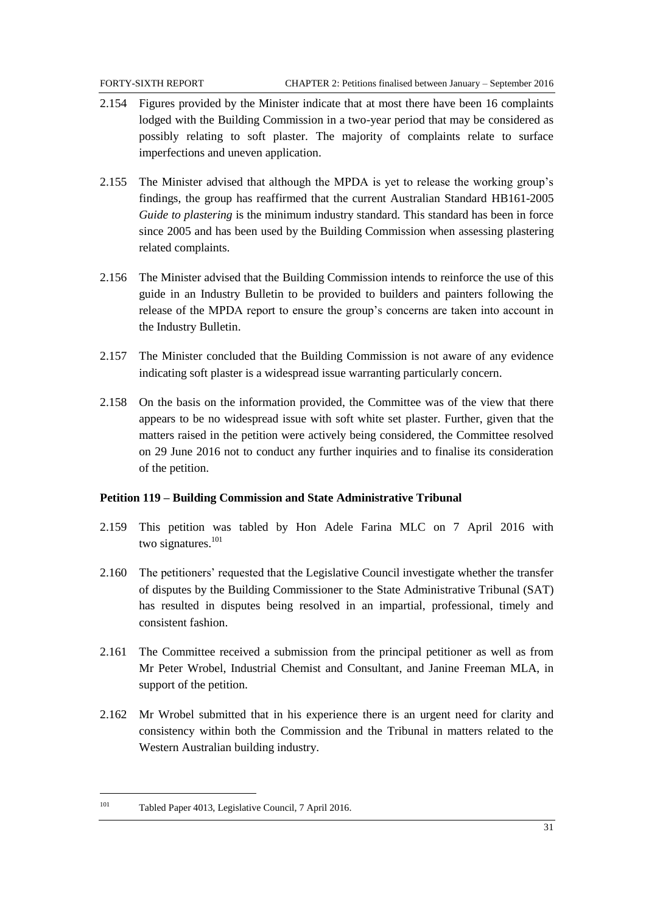2.154 Figures provided by the Minister indicate that at most there have been 16 complaints lodged with the Building Commission in a two-year period that may be considered as possibly relating to soft plaster. The majority of complaints relate to surface imperfections and uneven application.

2.155 The Minister advised that although the MPDA is yet to release the working group's findings, the group has reaffirmed that the current Australian Standard HB161-2005 *Guide to plastering* is the minimum industry standard. This standard has been in force since 2005 and has been used by the Building Commission when assessing plastering related complaints.

2.156 The Minister advised that the Building Commission intends to reinforce the use of this guide in an Industry Bulletin to be provided to builders and painters following the release of the MPDA report to ensure the group's concerns are taken into account in the Industry Bulletin.

2.157 The Minister concluded that the Building Commission is not aware of any evidence indicating soft plaster is a widespread issue warranting particularly concern.

2.158 On the basis on the information provided, the Committee was of the view that there appears to be no widespread issue with soft white set plaster. Further, given that the matters raised in the petition were actively being considered, the Committee resolved on 29 June 2016 not to conduct any further inquiries and to finalise its consideration of the petition.

**Petition 119 – Building Commission and State Administrative Tribunal**

2.159 This petition was tabled by Hon Adele Farina MLC on 7 April 2016 with two signatures.[101]

2.160 The petitioners' requested that the Legislative Council investigate whether the transfer of disputes by the Building Commissioner to the State Administrative Tribunal (SAT) has resulted in disputes being resolved in an impartial, professional, timely and consistent fashion.

2.161 The Committee received a submission from the principal petitioner as well as from Mr Peter Wrobel, Industrial Chemist and Consultant, and Janine Freeman MLA, in support of the petition.

2.162 Mr Wrobel submitted that in his experience there is an urgent need for clarity and consistency within both the Commission and the Tribunal in matters related to the Western Australian building industry.

[101] Tabled Paper 4013, Legislative Council, 7 April 2016.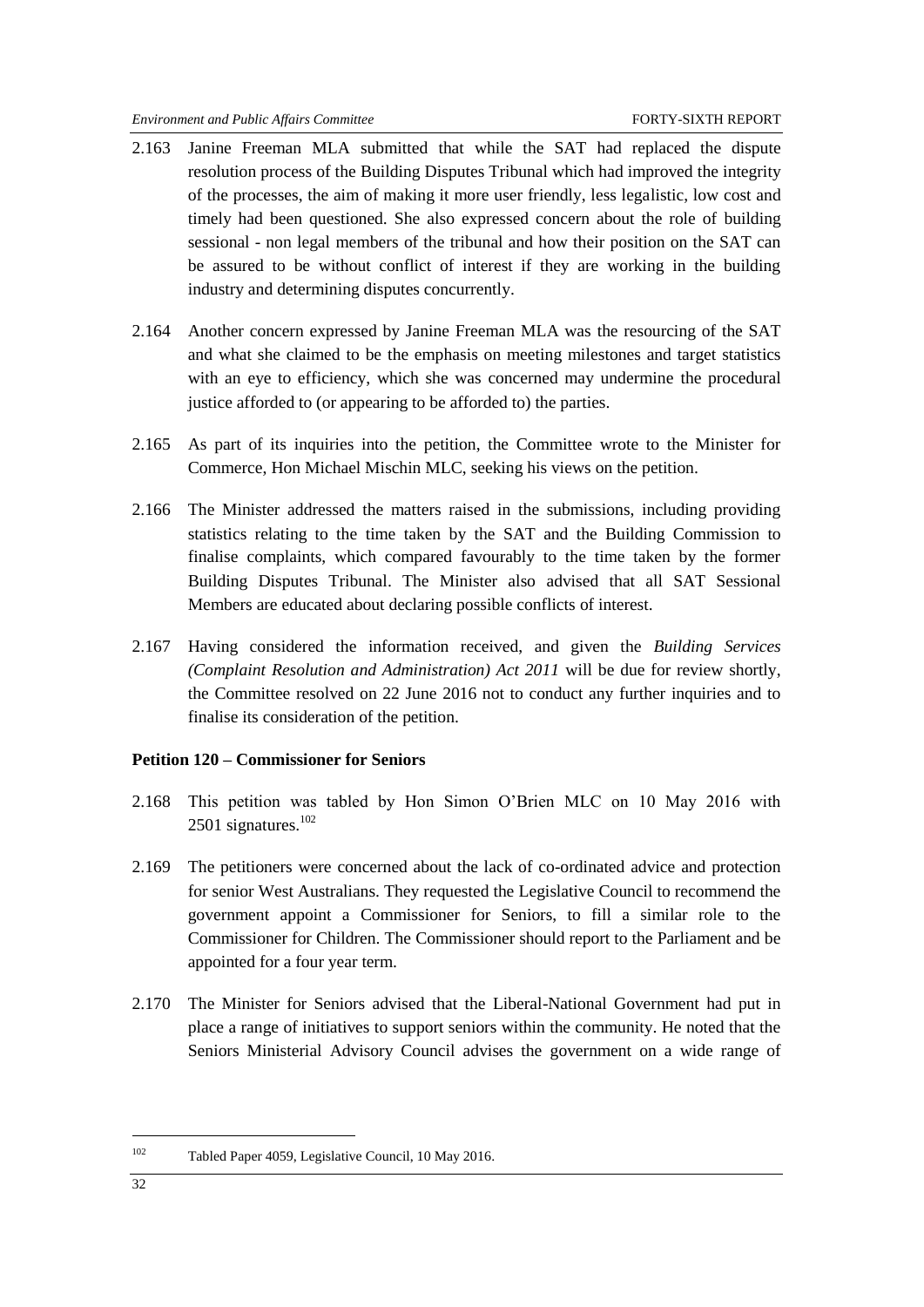2.163 Janine Freeman MLA submitted that while the SAT had replaced the dispute resolution process of the Building Disputes Tribunal which had improved the integrity of the processes, the aim of making it more user friendly, less legalistic, low cost and timely had been questioned. She also expressed concern about the role of building sessional - non legal members of the tribunal and how their position on the SAT can be assured to be without conflict of interest if they are working in the building industry and determining disputes concurrently.

2.164 Another concern expressed by Janine Freeman MLA was the resourcing of the SAT and what she claimed to be the emphasis on meeting milestones and target statistics with an eye to efficiency, which she was concerned may undermine the procedural justice afforded to (or appearing to be afforded to) the parties.

2.165 As part of its inquiries into the petition, the Committee wrote to the Minister for Commerce, Hon Michael Mischin MLC, seeking his views on the petition.

2.166 The Minister addressed the matters raised in the submissions, including providing statistics relating to the time taken by the SAT and the Building Commission to finalise complaints, which compared favourably to the time taken by the former Building Disputes Tribunal. The Minister also advised that all SAT Sessional Members are educated about declaring possible conflicts of interest.

2.167 Having considered the information received, and given the *Building Services (Complaint Resolution and Administration) Act 2011* will be due for review shortly, the Committee resolved on 22 June 2016 not to conduct any further inquiries and to finalise its consideration of the petition.

**Petition 120 – Commissioner for Seniors**

2.168 This petition was tabled by Hon Simon O'Brien MLC on 10 May 2016 with 2501 signatures.[102]

2.169 The petitioners were concerned about the lack of co-ordinated advice and protection for senior West Australians. They requested the Legislative Council to recommend the government appoint a Commissioner for Seniors, to fill a similar role to the Commissioner for Children. The Commissioner should report to the Parliament and be appointed for a four year term.

2.170 The Minister for Seniors advised that the Liberal-National Government had put in place a range of initiatives to support seniors within the community. He noted that the Seniors Ministerial Advisory Council advises the government on a wide range of

---

[102] Tabled Paper 4059, Legislative Council, 10 May 2016.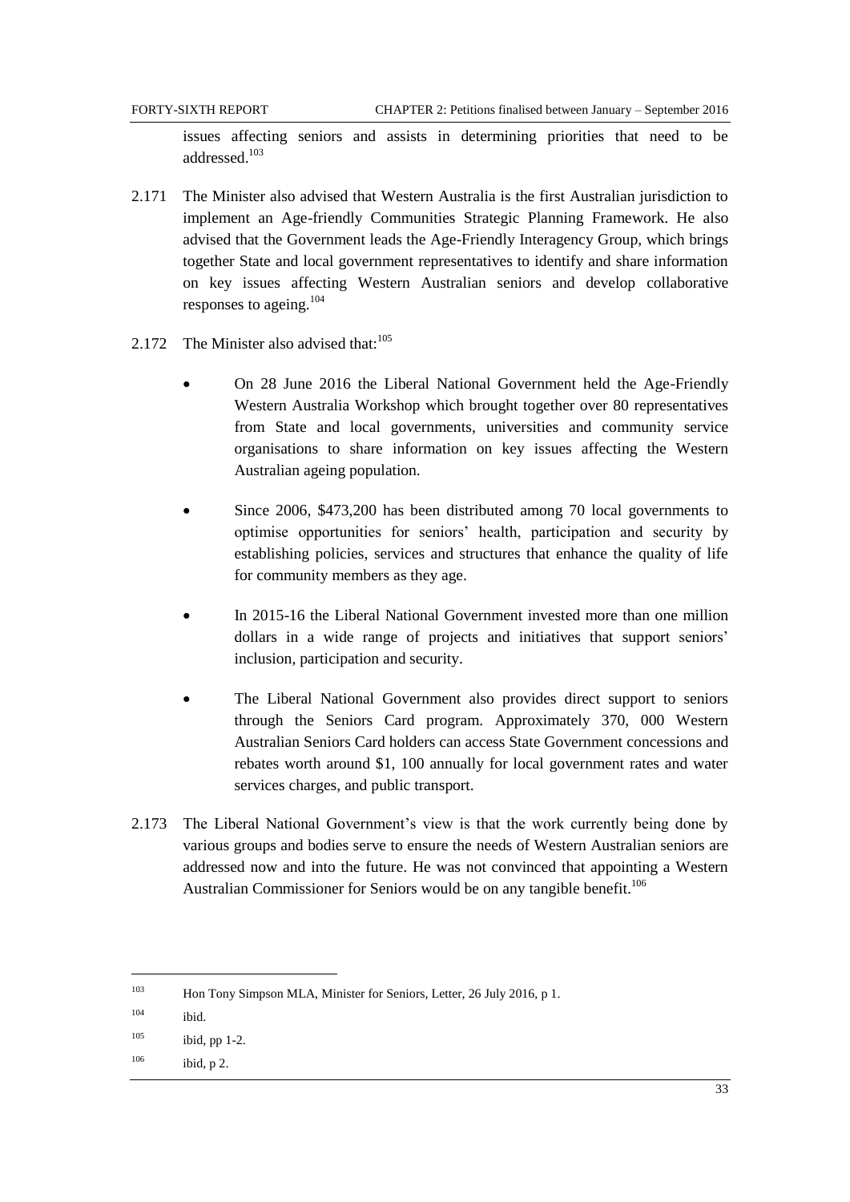issues affecting seniors and assists in determining priorities that need to be addressed.[103]

2.171 The Minister also advised that Western Australia is the first Australian jurisdiction to implement an Age-friendly Communities Strategic Planning Framework. He also advised that the Government leads the Age-Friendly Interagency Group, which brings together State and local government representatives to identify and share information on key issues affecting Western Australian seniors and develop collaborative responses to ageing.[104]

2.172 The Minister also advised that:[105]

- On 28 June 2016 the Liberal National Government held the Age-Friendly Western Australia Workshop which brought together over 80 representatives from State and local governments, universities and community service organisations to share information on key issues affecting the Western Australian ageing population.
- Since 2006, $473,200 has been distributed among 70 local governments to optimise opportunities for seniors' health, participation and security by establishing policies, services and structures that enhance the quality of life for community members as they age.
- In 2015-16 the Liberal National Government invested more than one million dollars in a wide range of projects and initiatives that support seniors' inclusion, participation and security.
- The Liberal National Government also provides direct support to seniors through the Seniors Card program. Approximately 370, 000 Western Australian Seniors Card holders can access State Government concessions and rebates worth around $1, 100 annually for local government rates and water services charges, and public transport.

2.173 The Liberal National Government's view is that the work currently being done by various groups and bodies serve to ensure the needs of Western Australian seniors are addressed now and into the future. He was not convinced that appointing a Western Australian Commissioner for Seniors would be on any tangible benefit.[106]

---

[103] Hon Tony Simpson MLA, Minister for Seniors, Letter, 26 July 2016, p 1.

[104] ibid.

[105] ibid, pp 1-2.

[106] ibid, p 2.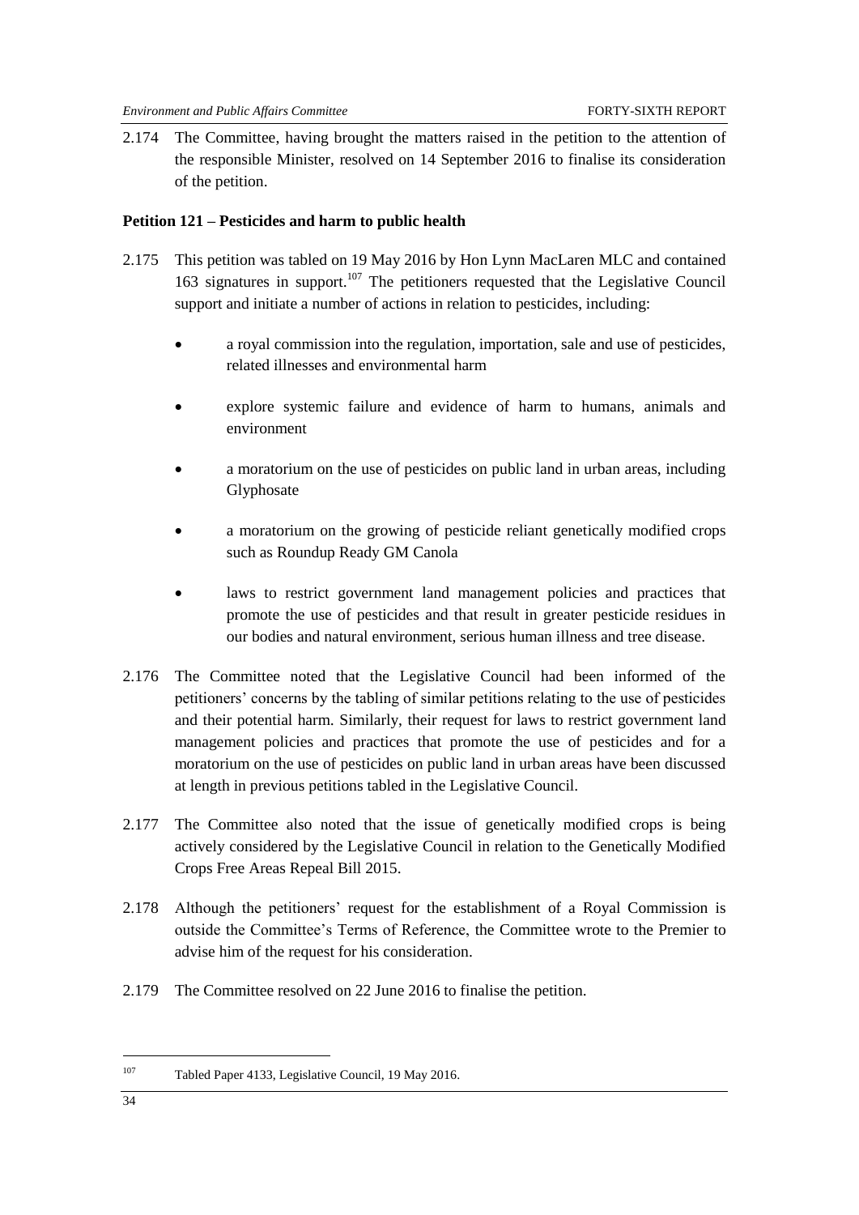2.174 The Committee, having brought the matters raised in the petition to the attention of the responsible Minister, resolved on 14 September 2016 to finalise its consideration of the petition.

**Petition 121 – Pesticides and harm to public health**

2.175 This petition was tabled on 19 May 2016 by Hon Lynn MacLaren MLC and contained 163 signatures in support.[107] The petitioners requested that the Legislative Council support and initiate a number of actions in relation to pesticides, including:

- a royal commission into the regulation, importation, sale and use of pesticides, related illnesses and environmental harm
- explore systemic failure and evidence of harm to humans, animals and environment
- a moratorium on the use of pesticides on public land in urban areas, including Glyphosate
- a moratorium on the growing of pesticide reliant genetically modified crops such as Roundup Ready GM Canola
- laws to restrict government land management policies and practices that promote the use of pesticides and that result in greater pesticide residues in our bodies and natural environment, serious human illness and tree disease.

2.176 The Committee noted that the Legislative Council had been informed of the petitioners' concerns by the tabling of similar petitions relating to the use of pesticides and their potential harm. Similarly, their request for laws to restrict government land management policies and practices that promote the use of pesticides and for a moratorium on the use of pesticides on public land in urban areas have been discussed at length in previous petitions tabled in the Legislative Council.

2.177 The Committee also noted that the issue of genetically modified crops is being actively considered by the Legislative Council in relation to the Genetically Modified Crops Free Areas Repeal Bill 2015.

2.178 Although the petitioners' request for the establishment of a Royal Commission is outside the Committee's Terms of Reference, the Committee wrote to the Premier to advise him of the request for his consideration.

2.179 The Committee resolved on 22 June 2016 to finalise the petition.

---

[107] Tabled Paper 4133, Legislative Council, 19 May 2016.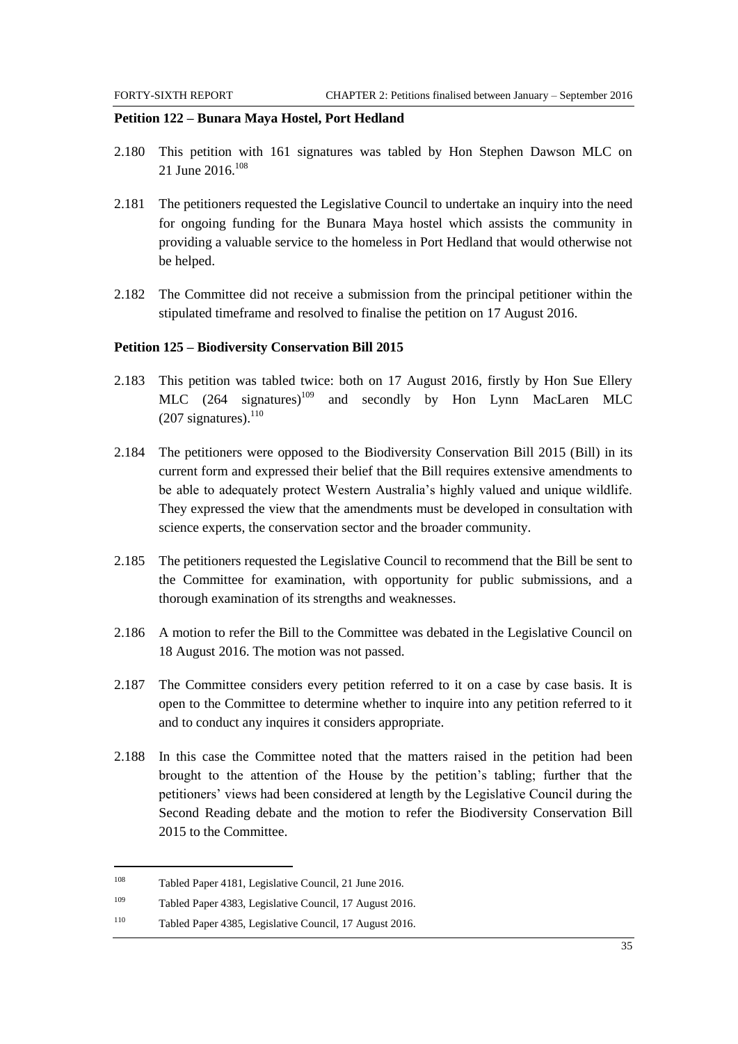### Petition 122 – Bunara Maya Hostel, Port Hedland

2.180 This petition with 161 signatures was tabled by Hon Stephen Dawson MLC on 21 June 2016.[108]

2.181 The petitioners requested the Legislative Council to undertake an inquiry into the need for ongoing funding for the Bunara Maya hostel which assists the community in providing a valuable service to the homeless in Port Hedland that would otherwise not be helped.

2.182 The Committee did not receive a submission from the principal petitioner within the stipulated timeframe and resolved to finalise the petition on 17 August 2016.

### Petition 125 – Biodiversity Conservation Bill 2015

2.183 This petition was tabled twice: both on 17 August 2016, firstly by Hon Sue Ellery MLC (264 signatures)[109] and secondly by Hon Lynn MacLaren MLC (207 signatures).[110]

2.184 The petitioners were opposed to the Biodiversity Conservation Bill 2015 (Bill) in its current form and expressed their belief that the Bill requires extensive amendments to be able to adequately protect Western Australia's highly valued and unique wildlife. They expressed the view that the amendments must be developed in consultation with science experts, the conservation sector and the broader community.

2.185 The petitioners requested the Legislative Council to recommend that the Bill be sent to the Committee for examination, with opportunity for public submissions, and a thorough examination of its strengths and weaknesses.

2.186 A motion to refer the Bill to the Committee was debated in the Legislative Council on 18 August 2016. The motion was not passed.

2.187 The Committee considers every petition referred to it on a case by case basis. It is open to the Committee to determine whether to inquire into any petition referred to it and to conduct any inquires it considers appropriate.

2.188 In this case the Committee noted that the matters raised in the petition had been brought to the attention of the House by the petition's tabling; further that the petitioners' views had been considered at length by the Legislative Council during the Second Reading debate and the motion to refer the Biodiversity Conservation Bill 2015 to the Committee.

---

108 Tabled Paper 4181, Legislative Council, 21 June 2016.

109 Tabled Paper 4383, Legislative Council, 17 August 2016.

110 Tabled Paper 4385, Legislative Council, 17 August 2016.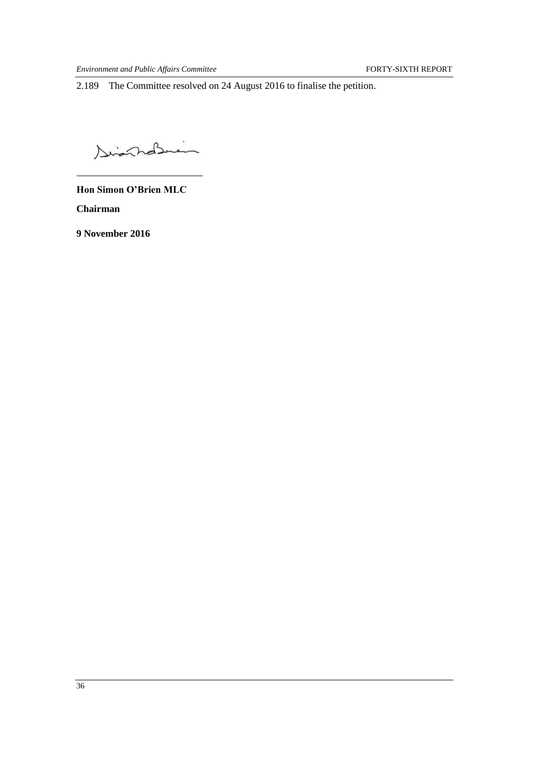2.189 The Committee resolved on 24 August 2016 to finalise the petition.

**Hon Simon O'Brien MLC**

**Chairman**

**9 November 2016**